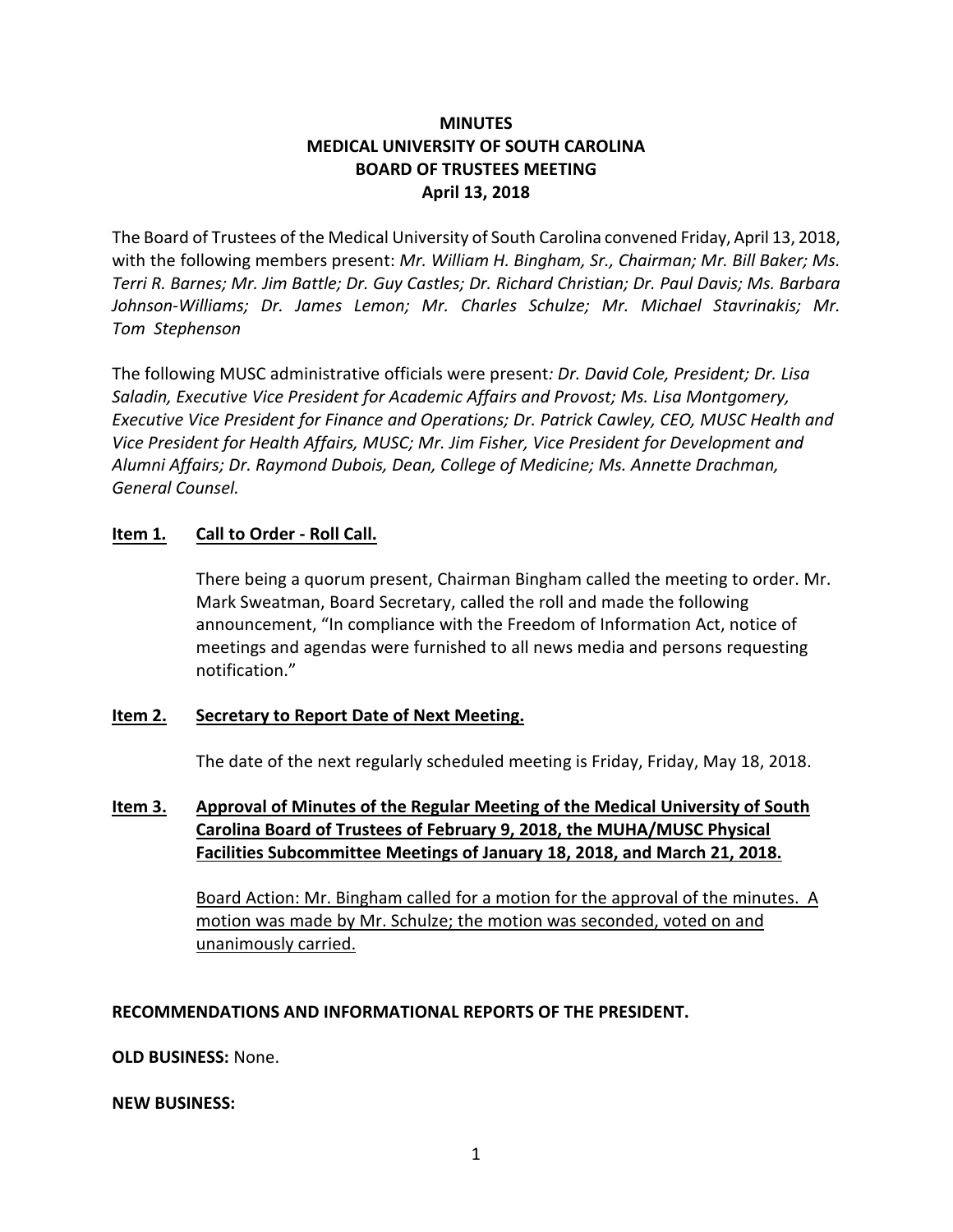# MINUTES
# MEDICAL UNIVERSITY OF SOUTH CAROLINA
# BOARD OF TRUSTEES MEETING
# April 13, 2018

The Board of Trustees of the Medical University of South Carolina convened Friday, April 13, 2018, with the following members present: *Mr. William H. Bingham, Sr., Chairman; Mr. Bill Baker; Ms. Terri R. Barnes; Mr. Jim Battle; Dr. Guy Castles; Dr. Richard Christian; Dr. Paul Davis; Ms. Barbara Johnson-Williams; Dr. James Lemon; Mr. Charles Schulze; Mr. Michael Stavrinakis; Mr. Tom Stephenson*

The following MUSC administrative officials were present*: Dr. David Cole, President; Dr. Lisa Saladin, Executive Vice President for Academic Affairs and Provost; Ms. Lisa Montgomery, Executive Vice President for Finance and Operations; Dr. Patrick Cawley, CEO, MUSC Health and Vice President for Health Affairs, MUSC; Mr. Jim Fisher, Vice President for Development and Alumni Affairs; Dr. Raymond Dubois, Dean, College of Medicine; Ms. Annette Drachman, General Counsel.*

**Item 1. Call to Order - Roll Call.**

There being a quorum present, Chairman Bingham called the meeting to order. Mr. Mark Sweatman, Board Secretary, called the roll and made the following announcement, "In compliance with the Freedom of Information Act, notice of meetings and agendas were furnished to all news media and persons requesting notification."

**Item 2. Secretary to Report Date of Next Meeting.**

The date of the next regularly scheduled meeting is Friday, Friday, May 18, 2018.

**Item 3. Approval of Minutes of the Regular Meeting of the Medical University of South Carolina Board of Trustees of February 9, 2018, the MUHA/MUSC Physical Facilities Subcommittee Meetings of January 18, 2018, and March 21, 2018.**

<u>Board Action: Mr. Bingham called for a motion for the approval of the minutes. A motion was made by Mr. Schulze; the motion was seconded, voted on and unanimously carried.</u>

**RECOMMENDATIONS AND INFORMATIONAL REPORTS OF THE PRESIDENT.**

**OLD BUSINESS:** None.

**NEW BUSINESS:**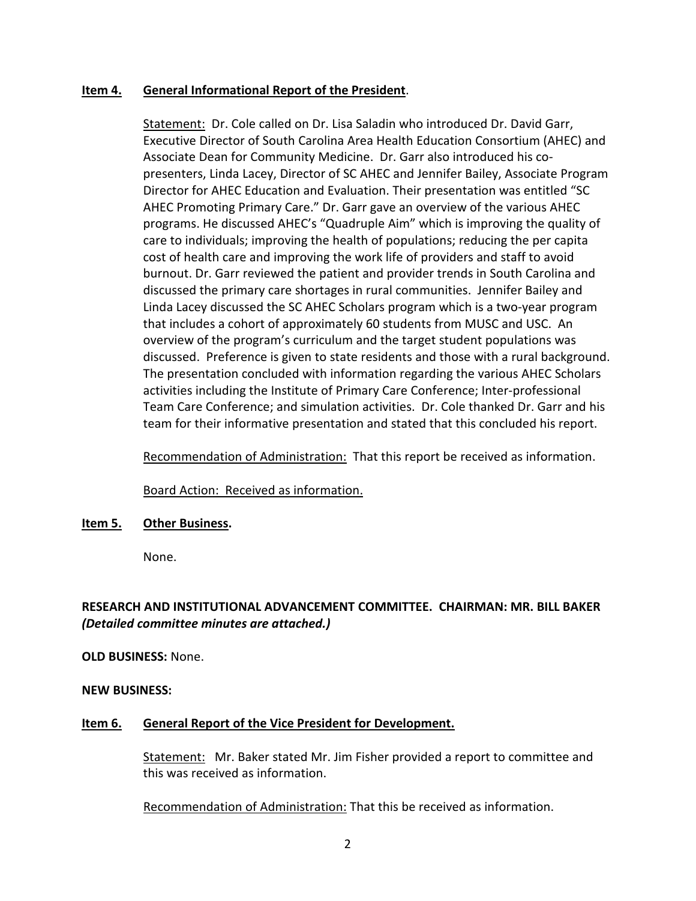**Item 4.** **General Informational Report of the President**.

Statement: Dr. Cole called on Dr. Lisa Saladin who introduced Dr. David Garr, Executive Director of South Carolina Area Health Education Consortium (AHEC) and Associate Dean for Community Medicine. Dr. Garr also introduced his co-presenters, Linda Lacey, Director of SC AHEC and Jennifer Bailey, Associate Program Director for AHEC Education and Evaluation. Their presentation was entitled "SC AHEC Promoting Primary Care." Dr. Garr gave an overview of the various AHEC programs. He discussed AHEC's "Quadruple Aim" which is improving the quality of care to individuals; improving the health of populations; reducing the per capita cost of health care and improving the work life of providers and staff to avoid burnout. Dr. Garr reviewed the patient and provider trends in South Carolina and discussed the primary care shortages in rural communities. Jennifer Bailey and Linda Lacey discussed the SC AHEC Scholars program which is a two-year program that includes a cohort of approximately 60 students from MUSC and USC. An overview of the program's curriculum and the target student populations was discussed. Preference is given to state residents and those with a rural background. The presentation concluded with information regarding the various AHEC Scholars activities including the Institute of Primary Care Conference; Inter-professional Team Care Conference; and simulation activities. Dr. Cole thanked Dr. Garr and his team for their informative presentation and stated that this concluded his report.

Recommendation of Administration: That this report be received as information.

Board Action: Received as information.

**Item 5.** **Other Business.**

None.

**RESEARCH AND INSTITUTIONAL ADVANCEMENT COMMITTEE. CHAIRMAN: MR. BILL BAKER**
***(Detailed committee minutes are attached.)***

**OLD BUSINESS:** None.

**NEW BUSINESS:**

**Item 6.** **General Report of the Vice President for Development.**

Statement: Mr. Baker stated Mr. Jim Fisher provided a report to committee and this was received as information.

Recommendation of Administration: That this be received as information.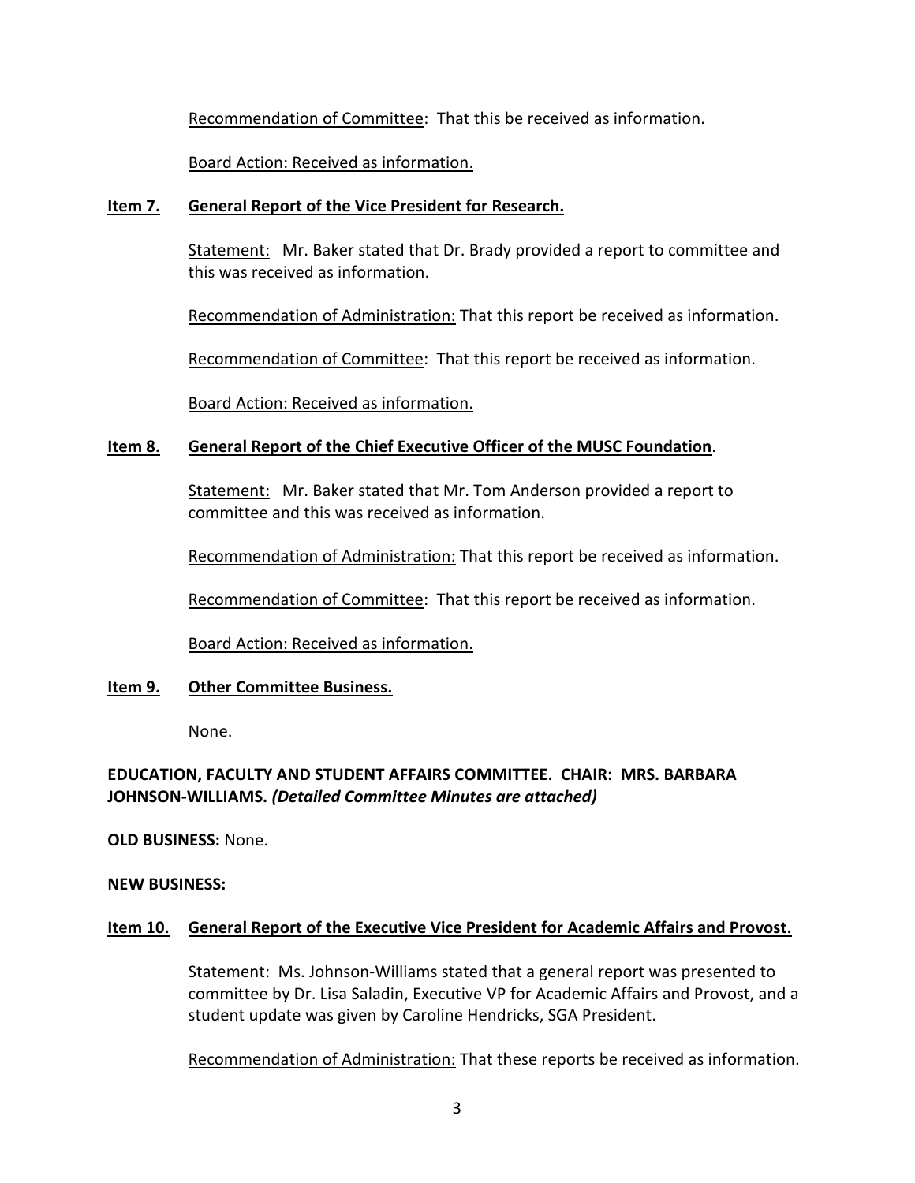Recommendation of Committee: That this be received as information.

Board Action: Received as information.

**Item 7. General Report of the Vice President for Research.**

Statement: Mr. Baker stated that Dr. Brady provided a report to committee and this was received as information.

Recommendation of Administration: That this report be received as information.

Recommendation of Committee: That this report be received as information.

Board Action: Received as information.

**Item 8. General Report of the Chief Executive Officer of the MUSC Foundation.**

Statement: Mr. Baker stated that Mr. Tom Anderson provided a report to committee and this was received as information.

Recommendation of Administration: That this report be received as information.

Recommendation of Committee: That this report be received as information.

Board Action: Received as information.

**Item 9. Other Committee Business.**

None.

**EDUCATION, FACULTY AND STUDENT AFFAIRS COMMITTEE. CHAIR: MRS. BARBARA JOHNSON-WILLIAMS.** ***(Detailed Committee Minutes are attached)***

**OLD BUSINESS:** None.

**NEW BUSINESS:**

**Item 10. General Report of the Executive Vice President for Academic Affairs and Provost.**

Statement: Ms. Johnson-Williams stated that a general report was presented to committee by Dr. Lisa Saladin, Executive VP for Academic Affairs and Provost, and a student update was given by Caroline Hendricks, SGA President.

Recommendation of Administration: That these reports be received as information.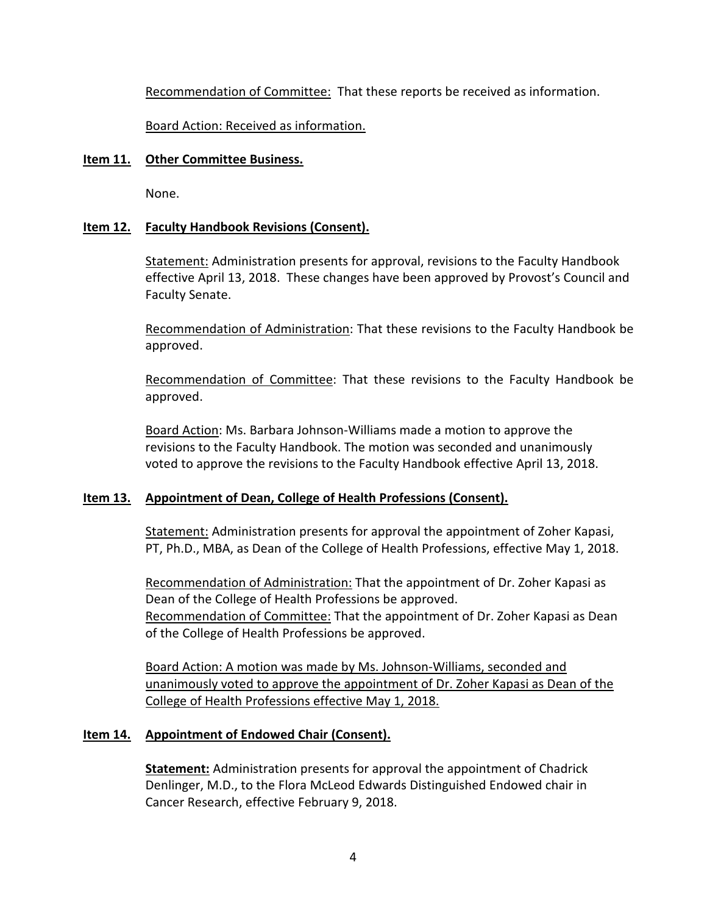Recommendation of Committee: That these reports be received as information.

Board Action: Received as information.

**Item 11. Other Committee Business.**

None.

**Item 12. Faculty Handbook Revisions (Consent).**

Statement: Administration presents for approval, revisions to the Faculty Handbook effective April 13, 2018. These changes have been approved by Provost's Council and Faculty Senate.

Recommendation of Administration: That these revisions to the Faculty Handbook be approved.

Recommendation of Committee: That these revisions to the Faculty Handbook be approved.

Board Action: Ms. Barbara Johnson-Williams made a motion to approve the revisions to the Faculty Handbook. The motion was seconded and unanimously voted to approve the revisions to the Faculty Handbook effective April 13, 2018.

**Item 13. Appointment of Dean, College of Health Professions (Consent).**

Statement: Administration presents for approval the appointment of Zoher Kapasi, PT, Ph.D., MBA, as Dean of the College of Health Professions, effective May 1, 2018.

Recommendation of Administration: That the appointment of Dr. Zoher Kapasi as Dean of the College of Health Professions be approved.
Recommendation of Committee: That the appointment of Dr. Zoher Kapasi as Dean of the College of Health Professions be approved.

Board Action: A motion was made by Ms. Johnson-Williams, seconded and unanimously voted to approve the appointment of Dr. Zoher Kapasi as Dean of the College of Health Professions effective May 1, 2018.

**Item 14. Appointment of Endowed Chair (Consent).**

**Statement:** Administration presents for approval the appointment of Chadrick Denlinger, M.D., to the Flora McLeod Edwards Distinguished Endowed chair in Cancer Research, effective February 9, 2018.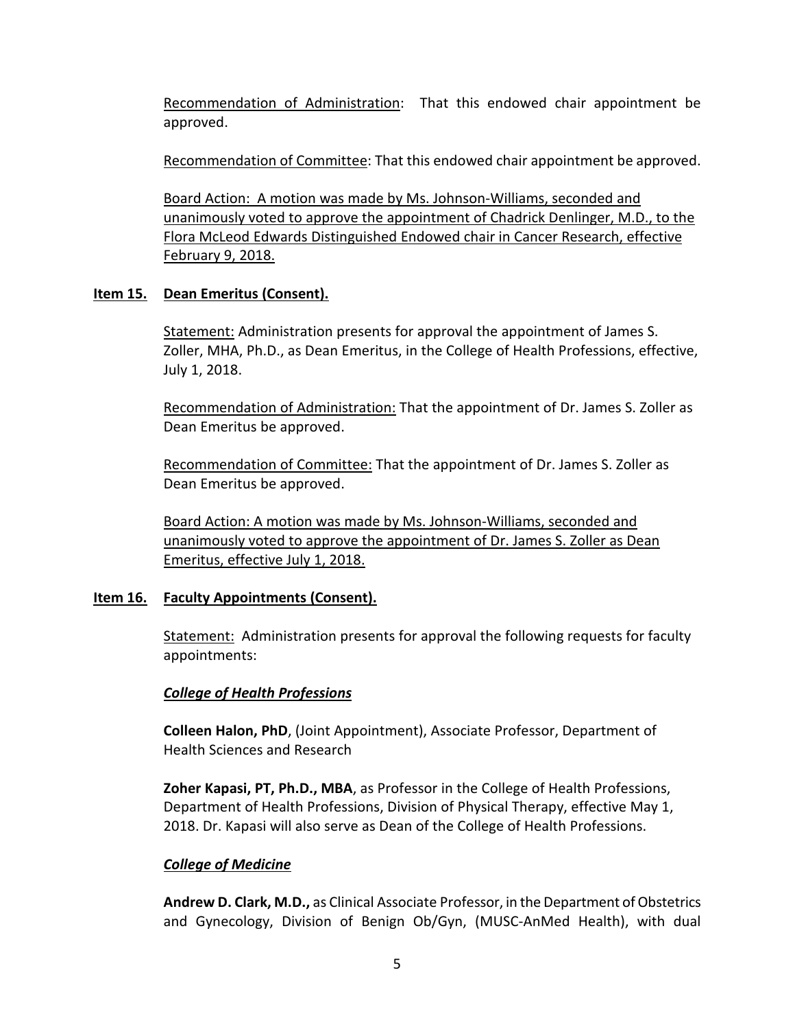Recommendation of Administration: That this endowed chair appointment be approved.

Recommendation of Committee: That this endowed chair appointment be approved.

Board Action: A motion was made by Ms. Johnson-Williams, seconded and unanimously voted to approve the appointment of Chadrick Denlinger, M.D., to the Flora McLeod Edwards Distinguished Endowed chair in Cancer Research, effective February 9, 2018.

**Item 15. Dean Emeritus (Consent).**

Statement: Administration presents for approval the appointment of James S. Zoller, MHA, Ph.D., as Dean Emeritus, in the College of Health Professions, effective, July 1, 2018.

Recommendation of Administration: That the appointment of Dr. James S. Zoller as Dean Emeritus be approved.

Recommendation of Committee: That the appointment of Dr. James S. Zoller as Dean Emeritus be approved.

Board Action: A motion was made by Ms. Johnson-Williams, seconded and unanimously voted to approve the appointment of Dr. James S. Zoller as Dean Emeritus, effective July 1, 2018.

**Item 16. Faculty Appointments (Consent).**

Statement: Administration presents for approval the following requests for faculty appointments:

***College of Health Professions***

**Colleen Halon, PhD**, (Joint Appointment), Associate Professor, Department of Health Sciences and Research

**Zoher Kapasi, PT, Ph.D., MBA**, as Professor in the College of Health Professions, Department of Health Professions, Division of Physical Therapy, effective May 1, 2018. Dr. Kapasi will also serve as Dean of the College of Health Professions.

***College of Medicine***

**Andrew D. Clark, M.D.,** as Clinical Associate Professor, in the Department of Obstetrics and Gynecology, Division of Benign Ob/Gyn, (MUSC-AnMed Health), with dual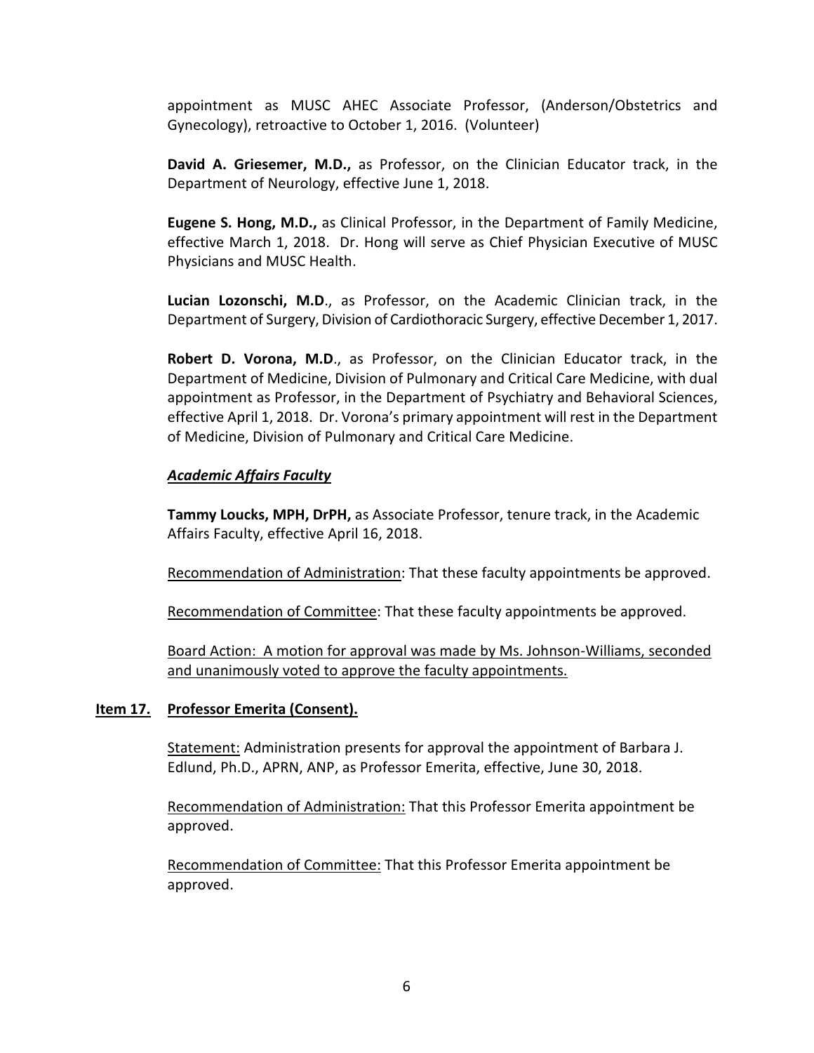appointment as MUSC AHEC Associate Professor, (Anderson/Obstetrics and Gynecology), retroactive to October 1, 2016. (Volunteer)

**David A. Griesemer, M.D.,** as Professor, on the Clinician Educator track, in the Department of Neurology, effective June 1, 2018.

**Eugene S. Hong, M.D.,** as Clinical Professor, in the Department of Family Medicine, effective March 1, 2018. Dr. Hong will serve as Chief Physician Executive of MUSC Physicians and MUSC Health.

**Lucian Lozonschi, M.D**., as Professor, on the Academic Clinician track, in the Department of Surgery, Division of Cardiothoracic Surgery, effective December 1, 2017.

**Robert D. Vorona, M.D**., as Professor, on the Clinician Educator track, in the Department of Medicine, Division of Pulmonary and Critical Care Medicine, with dual appointment as Professor, in the Department of Psychiatry and Behavioral Sciences, effective April 1, 2018. Dr. Vorona's primary appointment will rest in the Department of Medicine, Division of Pulmonary and Critical Care Medicine.

***Academic Affairs Faculty***

**Tammy Loucks, MPH, DrPH,** as Associate Professor, tenure track, in the Academic Affairs Faculty, effective April 16, 2018.

Recommendation of Administration: That these faculty appointments be approved.

Recommendation of Committee: That these faculty appointments be approved.

Board Action: A motion for approval was made by Ms. Johnson-Williams, seconded and unanimously voted to approve the faculty appointments.

**Item 17. Professor Emerita (Consent).**

Statement: Administration presents for approval the appointment of Barbara J. Edlund, Ph.D., APRN, ANP, as Professor Emerita, effective, June 30, 2018.

Recommendation of Administration: That this Professor Emerita appointment be approved.

Recommendation of Committee: That this Professor Emerita appointment be approved.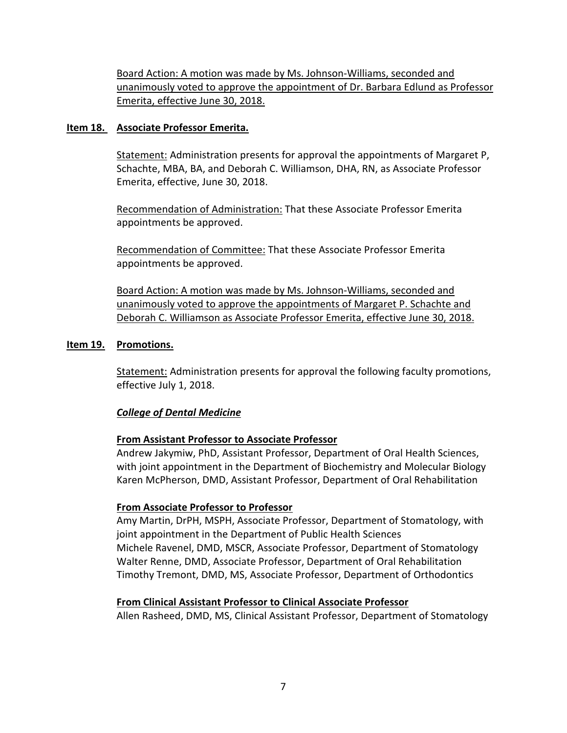Board Action: A motion was made by Ms. Johnson-Williams, seconded and unanimously voted to approve the appointment of Dr. Barbara Edlund as Professor Emerita, effective June 30, 2018.

**Item 18. Associate Professor Emerita.**

Statement: Administration presents for approval the appointments of Margaret P, Schachte, MBA, BA, and Deborah C. Williamson, DHA, RN, as Associate Professor Emerita, effective, June 30, 2018.

Recommendation of Administration: That these Associate Professor Emerita appointments be approved.

Recommendation of Committee: That these Associate Professor Emerita appointments be approved.

Board Action: A motion was made by Ms. Johnson-Williams, seconded and unanimously voted to approve the appointments of Margaret P. Schachte and Deborah C. Williamson as Associate Professor Emerita, effective June 30, 2018.

**Item 19. Promotions.**

Statement: Administration presents for approval the following faculty promotions, effective July 1, 2018.

***College of Dental Medicine***

**From Assistant Professor to Associate Professor**

Andrew Jakymiw, PhD, Assistant Professor, Department of Oral Health Sciences, with joint appointment in the Department of Biochemistry and Molecular Biology
Karen McPherson, DMD, Assistant Professor, Department of Oral Rehabilitation

**From Associate Professor to Professor**

Amy Martin, DrPH, MSPH, Associate Professor, Department of Stomatology, with joint appointment in the Department of Public Health Sciences
Michele Ravenel, DMD, MSCR, Associate Professor, Department of Stomatology
Walter Renne, DMD, Associate Professor, Department of Oral Rehabilitation
Timothy Tremont, DMD, MS, Associate Professor, Department of Orthodontics

**From Clinical Assistant Professor to Clinical Associate Professor**

Allen Rasheed, DMD, MS, Clinical Assistant Professor, Department of Stomatology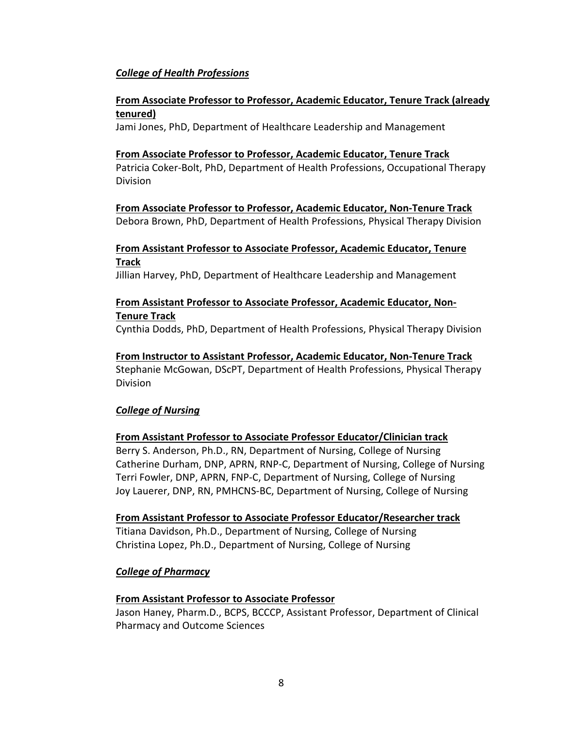***College of Health Professions***

**From Associate Professor to Professor, Academic Educator, Tenure Track (already tenured)**
Jami Jones, PhD, Department of Healthcare Leadership and Management

**From Associate Professor to Professor, Academic Educator, Tenure Track**
Patricia Coker-Bolt, PhD, Department of Health Professions, Occupational Therapy Division

**From Associate Professor to Professor, Academic Educator, Non-Tenure Track**
Debora Brown, PhD, Department of Health Professions, Physical Therapy Division

**From Assistant Professor to Associate Professor, Academic Educator, Tenure Track**
Jillian Harvey, PhD, Department of Healthcare Leadership and Management

**From Assistant Professor to Associate Professor, Academic Educator, Non-Tenure Track**
Cynthia Dodds, PhD, Department of Health Professions, Physical Therapy Division

**From Instructor to Assistant Professor, Academic Educator, Non-Tenure Track**
Stephanie McGowan, DScPT, Department of Health Professions, Physical Therapy Division

***College of Nursing***

**From Assistant Professor to Associate Professor Educator/Clinician track**
Berry S. Anderson, Ph.D., RN, Department of Nursing, College of Nursing
Catherine Durham, DNP, APRN, RNP-C, Department of Nursing, College of Nursing
Terri Fowler, DNP, APRN, FNP-C, Department of Nursing, College of Nursing
Joy Lauerer, DNP, RN, PMHCNS-BC, Department of Nursing, College of Nursing

**From Assistant Professor to Associate Professor Educator/Researcher track**
Titiana Davidson, Ph.D., Department of Nursing, College of Nursing
Christina Lopez, Ph.D., Department of Nursing, College of Nursing

***College of Pharmacy***

**From Assistant Professor to Associate Professor**
Jason Haney, Pharm.D., BCPS, BCCCP, Assistant Professor, Department of Clinical Pharmacy and Outcome Sciences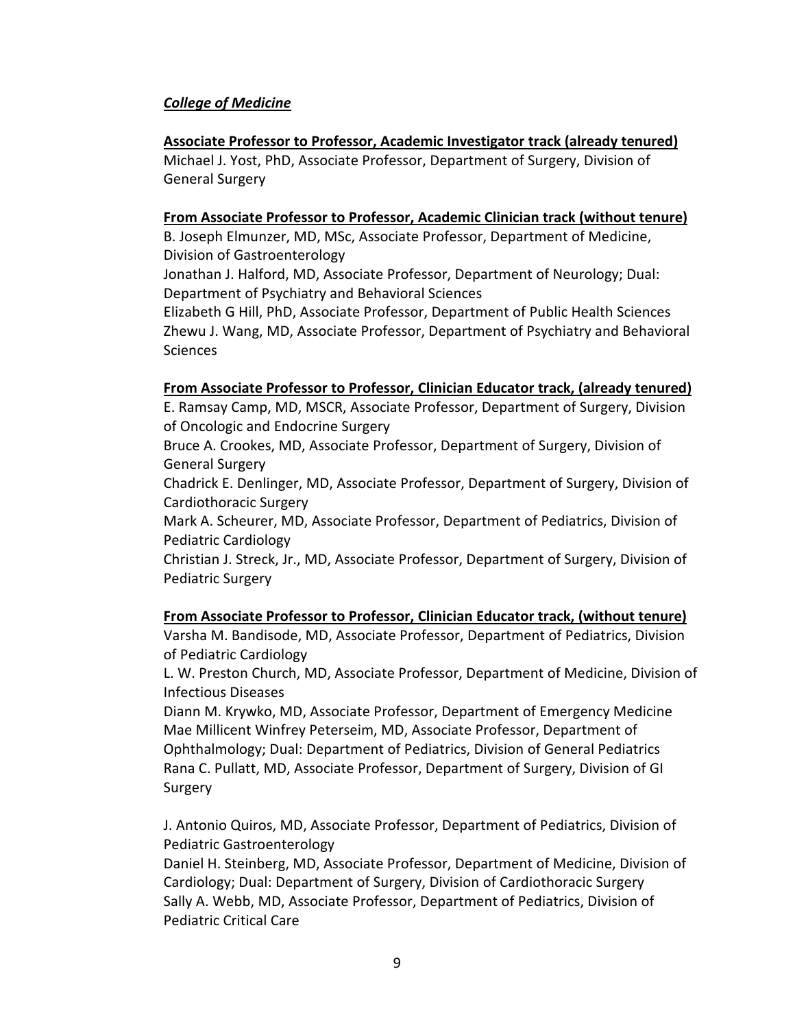***College of Medicine***

**Associate Professor to Professor, Academic Investigator track (already tenured)**

Michael J. Yost, PhD, Associate Professor, Department of Surgery, Division of General Surgery

**From Associate Professor to Professor, Academic Clinician track (without tenure)**

B. Joseph Elmunzer, MD, MSc, Associate Professor, Department of Medicine, Division of Gastroenterology

Jonathan J. Halford, MD, Associate Professor, Department of Neurology; Dual: Department of Psychiatry and Behavioral Sciences

Elizabeth G Hill, PhD, Associate Professor, Department of Public Health Sciences

Zhewu J. Wang, MD, Associate Professor, Department of Psychiatry and Behavioral Sciences

**From Associate Professor to Professor, Clinician Educator track, (already tenured)**

E. Ramsay Camp, MD, MSCR, Associate Professor, Department of Surgery, Division of Oncologic and Endocrine Surgery

Bruce A. Crookes, MD, Associate Professor, Department of Surgery, Division of General Surgery

Chadrick E. Denlinger, MD, Associate Professor, Department of Surgery, Division of Cardiothoracic Surgery

Mark A. Scheurer, MD, Associate Professor, Department of Pediatrics, Division of Pediatric Cardiology

Christian J. Streck, Jr., MD, Associate Professor, Department of Surgery, Division of Pediatric Surgery

**From Associate Professor to Professor, Clinician Educator track, (without tenure)**

Varsha M. Bandisode, MD, Associate Professor, Department of Pediatrics, Division of Pediatric Cardiology

L. W. Preston Church, MD, Associate Professor, Department of Medicine, Division of Infectious Diseases

Diann M. Krywko, MD, Associate Professor, Department of Emergency Medicine

Mae Millicent Winfrey Peterseim, MD, Associate Professor, Department of Ophthalmology; Dual: Department of Pediatrics, Division of General Pediatrics

Rana C. Pullatt, MD, Associate Professor, Department of Surgery, Division of GI Surgery

J. Antonio Quiros, MD, Associate Professor, Department of Pediatrics, Division of Pediatric Gastroenterology

Daniel H. Steinberg, MD, Associate Professor, Department of Medicine, Division of Cardiology; Dual: Department of Surgery, Division of Cardiothoracic Surgery

Sally A. Webb, MD, Associate Professor, Department of Pediatrics, Division of Pediatric Critical Care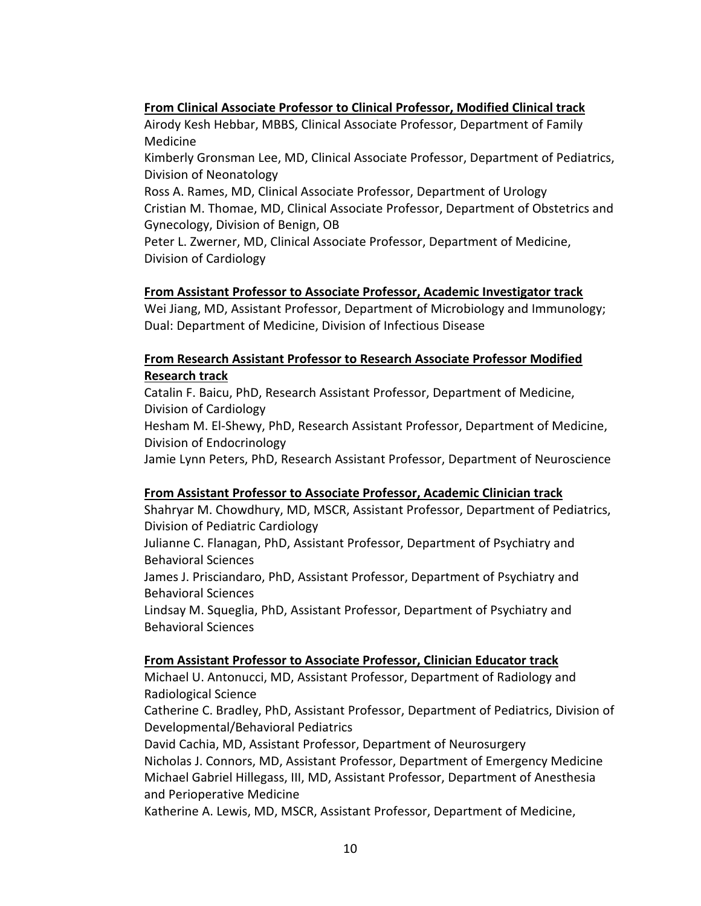**From Clinical Associate Professor to Clinical Professor, Modified Clinical track**

Airody Kesh Hebbar, MBBS, Clinical Associate Professor, Department of Family Medicine
Kimberly Gronsman Lee, MD, Clinical Associate Professor, Department of Pediatrics, Division of Neonatology
Ross A. Rames, MD, Clinical Associate Professor, Department of Urology
Cristian M. Thomae, MD, Clinical Associate Professor, Department of Obstetrics and Gynecology, Division of Benign, OB
Peter L. Zwerner, MD, Clinical Associate Professor, Department of Medicine, Division of Cardiology

**From Assistant Professor to Associate Professor, Academic Investigator track**

Wei Jiang, MD, Assistant Professor, Department of Microbiology and Immunology; Dual: Department of Medicine, Division of Infectious Disease

**From Research Assistant Professor to Research Associate Professor Modified Research track**

Catalin F. Baicu, PhD, Research Assistant Professor, Department of Medicine, Division of Cardiology
Hesham M. El-Shewy, PhD, Research Assistant Professor, Department of Medicine, Division of Endocrinology
Jamie Lynn Peters, PhD, Research Assistant Professor, Department of Neuroscience

**From Assistant Professor to Associate Professor, Academic Clinician track**

Shahryar M. Chowdhury, MD, MSCR, Assistant Professor, Department of Pediatrics, Division of Pediatric Cardiology
Julianne C. Flanagan, PhD, Assistant Professor, Department of Psychiatry and Behavioral Sciences
James J. Prisciandaro, PhD, Assistant Professor, Department of Psychiatry and Behavioral Sciences
Lindsay M. Squeglia, PhD, Assistant Professor, Department of Psychiatry and Behavioral Sciences

**From Assistant Professor to Associate Professor, Clinician Educator track**

Michael U. Antonucci, MD, Assistant Professor, Department of Radiology and Radiological Science
Catherine C. Bradley, PhD, Assistant Professor, Department of Pediatrics, Division of Developmental/Behavioral Pediatrics
David Cachia, MD, Assistant Professor, Department of Neurosurgery
Nicholas J. Connors, MD, Assistant Professor, Department of Emergency Medicine
Michael Gabriel Hillegass, III, MD, Assistant Professor, Department of Anesthesia and Perioperative Medicine
Katherine A. Lewis, MD, MSCR, Assistant Professor, Department of Medicine,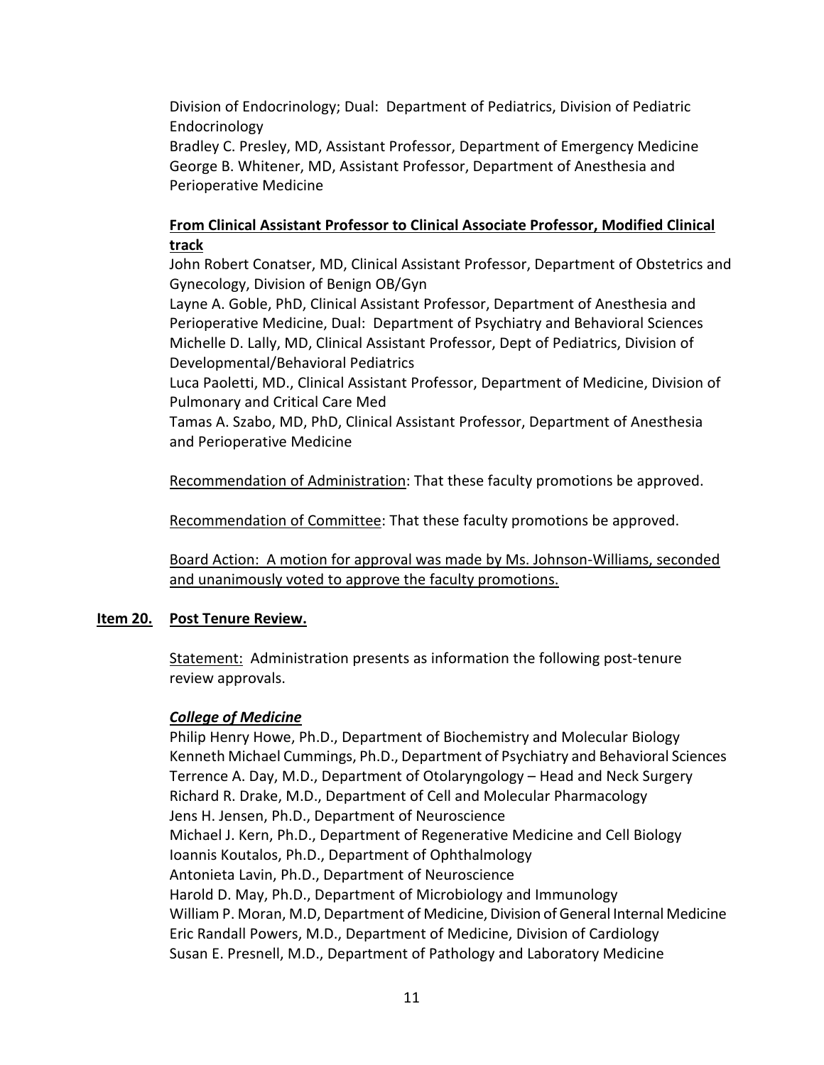Division of Endocrinology; Dual: Department of Pediatrics, Division of Pediatric Endocrinology
Bradley C. Presley, MD, Assistant Professor, Department of Emergency Medicine
George B. Whitener, MD, Assistant Professor, Department of Anesthesia and Perioperative Medicine

**From Clinical Assistant Professor to Clinical Associate Professor, Modified Clinical track**

John Robert Conatser, MD, Clinical Assistant Professor, Department of Obstetrics and Gynecology, Division of Benign OB/Gyn
Layne A. Goble, PhD, Clinical Assistant Professor, Department of Anesthesia and Perioperative Medicine, Dual: Department of Psychiatry and Behavioral Sciences
Michelle D. Lally, MD, Clinical Assistant Professor, Dept of Pediatrics, Division of Developmental/Behavioral Pediatrics
Luca Paoletti, MD., Clinical Assistant Professor, Department of Medicine, Division of Pulmonary and Critical Care Med
Tamas A. Szabo, MD, PhD, Clinical Assistant Professor, Department of Anesthesia and Perioperative Medicine

Recommendation of Administration: That these faculty promotions be approved.

Recommendation of Committee: That these faculty promotions be approved.

Board Action: A motion for approval was made by Ms. Johnson-Williams, seconded and unanimously voted to approve the faculty promotions.

**Item 20. Post Tenure Review.**

Statement: Administration presents as information the following post-tenure review approvals.

***College of Medicine***

Philip Henry Howe, Ph.D., Department of Biochemistry and Molecular Biology
Kenneth Michael Cummings, Ph.D., Department of Psychiatry and Behavioral Sciences
Terrence A. Day, M.D., Department of Otolaryngology – Head and Neck Surgery
Richard R. Drake, M.D., Department of Cell and Molecular Pharmacology
Jens H. Jensen, Ph.D., Department of Neuroscience
Michael J. Kern, Ph.D., Department of Regenerative Medicine and Cell Biology
Ioannis Koutalos, Ph.D., Department of Ophthalmology
Antonieta Lavin, Ph.D., Department of Neuroscience
Harold D. May, Ph.D., Department of Microbiology and Immunology
William P. Moran, M.D, Department of Medicine, Division of General Internal Medicine
Eric Randall Powers, M.D., Department of Medicine, Division of Cardiology
Susan E. Presnell, M.D., Department of Pathology and Laboratory Medicine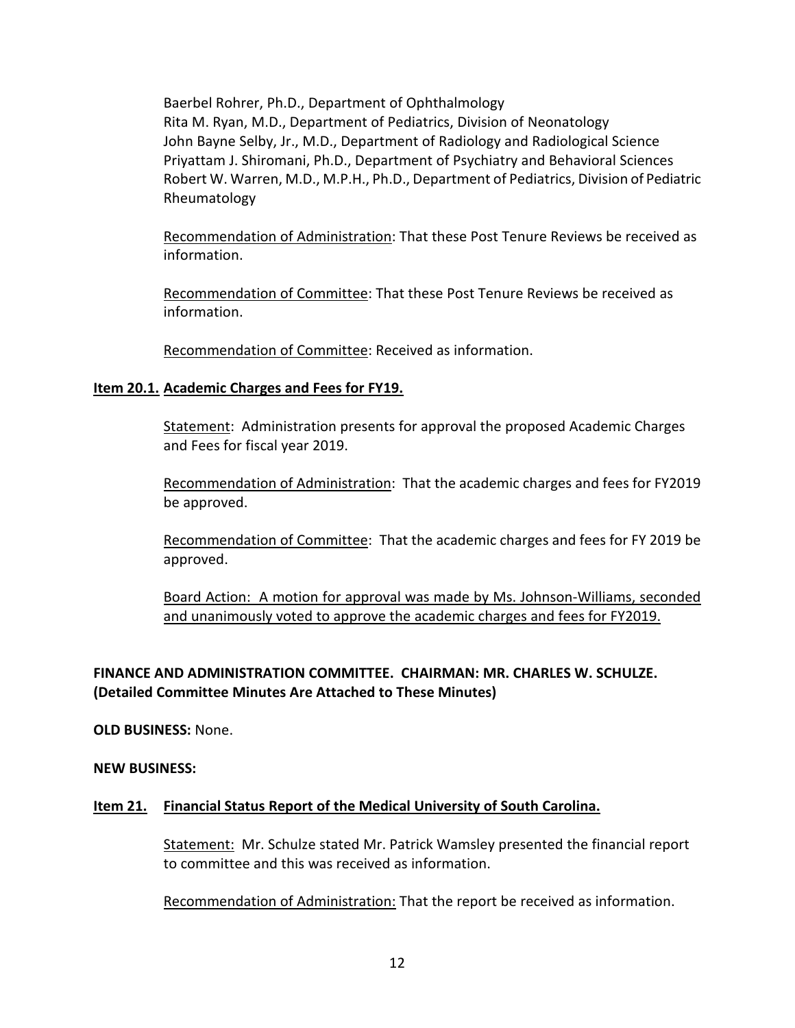Baerbel Rohrer, Ph.D., Department of Ophthalmology
Rita M. Ryan, M.D., Department of Pediatrics, Division of Neonatology
John Bayne Selby, Jr., M.D., Department of Radiology and Radiological Science
Priyattam J. Shiromani, Ph.D., Department of Psychiatry and Behavioral Sciences
Robert W. Warren, M.D., M.P.H., Ph.D., Department of Pediatrics, Division of Pediatric Rheumatology

Recommendation of Administration: That these Post Tenure Reviews be received as information.

Recommendation of Committee: That these Post Tenure Reviews be received as information.

Recommendation of Committee: Received as information.

**Item 20.1. Academic Charges and Fees for FY19.**

Statement: Administration presents for approval the proposed Academic Charges and Fees for fiscal year 2019.

Recommendation of Administration: That the academic charges and fees for FY2019 be approved.

Recommendation of Committee: That the academic charges and fees for FY 2019 be approved.

Board Action: A motion for approval was made by Ms. Johnson-Williams, seconded and unanimously voted to approve the academic charges and fees for FY2019.

**FINANCE AND ADMINISTRATION COMMITTEE. CHAIRMAN: MR. CHARLES W. SCHULZE. (Detailed Committee Minutes Are Attached to These Minutes)**

**OLD BUSINESS:** None.

**NEW BUSINESS:**

**Item 21. Financial Status Report of the Medical University of South Carolina.**

Statement: Mr. Schulze stated Mr. Patrick Wamsley presented the financial report to committee and this was received as information.

Recommendation of Administration: That the report be received as information.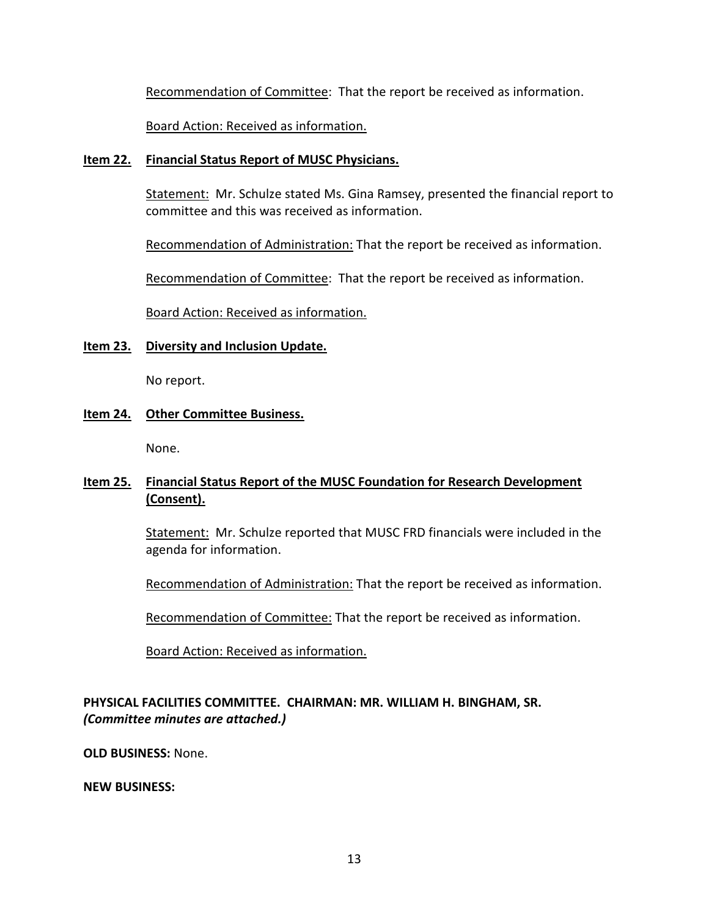Recommendation of Committee: That the report be received as information.

Board Action: Received as information.

**Item 22. Financial Status Report of MUSC Physicians.**

Statement: Mr. Schulze stated Ms. Gina Ramsey, presented the financial report to committee and this was received as information.

Recommendation of Administration: That the report be received as information.

Recommendation of Committee: That the report be received as information.

Board Action: Received as information.

**Item 23. Diversity and Inclusion Update.**

No report.

**Item 24. Other Committee Business.**

None.

**Item 25. Financial Status Report of the MUSC Foundation for Research Development (Consent).**

Statement: Mr. Schulze reported that MUSC FRD financials were included in the agenda for information.

Recommendation of Administration: That the report be received as information.

Recommendation of Committee: That the report be received as information.

Board Action: Received as information.

**PHYSICAL FACILITIES COMMITTEE. CHAIRMAN: MR. WILLIAM H. BINGHAM, SR.**
***(Committee minutes are attached.)***

**OLD BUSINESS:** None.

**NEW BUSINESS:**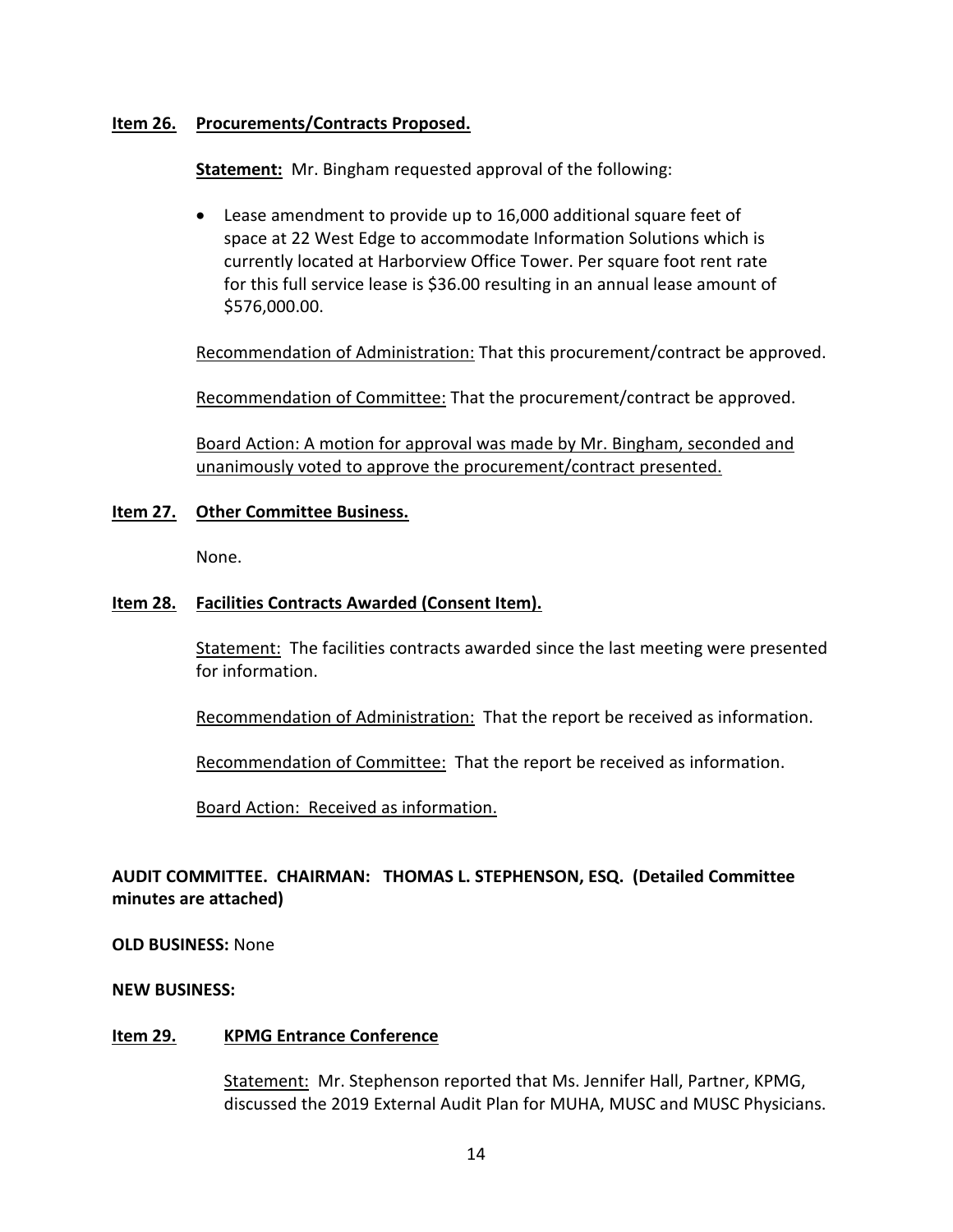**Item 26. Procurements/Contracts Proposed.**

**Statement:** Mr. Bingham requested approval of the following:

- Lease amendment to provide up to 16,000 additional square feet of space at 22 West Edge to accommodate Information Solutions which is currently located at Harborview Office Tower. Per square foot rent rate for this full service lease is $36.00 resulting in an annual lease amount of $576,000.00.

Recommendation of Administration: That this procurement/contract be approved.

Recommendation of Committee: That the procurement/contract be approved.

Board Action: A motion for approval was made by Mr. Bingham, seconded and unanimously voted to approve the procurement/contract presented.

**Item 27. Other Committee Business.**

None.

**Item 28. Facilities Contracts Awarded (Consent Item).**

Statement: The facilities contracts awarded since the last meeting were presented for information.

Recommendation of Administration: That the report be received as information.

Recommendation of Committee: That the report be received as information.

Board Action: Received as information.

**AUDIT COMMITTEE. CHAIRMAN: THOMAS L. STEPHENSON, ESQ. (Detailed Committee minutes are attached)**

**OLD BUSINESS:** None

**NEW BUSINESS:**

**Item 29. KPMG Entrance Conference**

Statement: Mr. Stephenson reported that Ms. Jennifer Hall, Partner, KPMG, discussed the 2019 External Audit Plan for MUHA, MUSC and MUSC Physicians.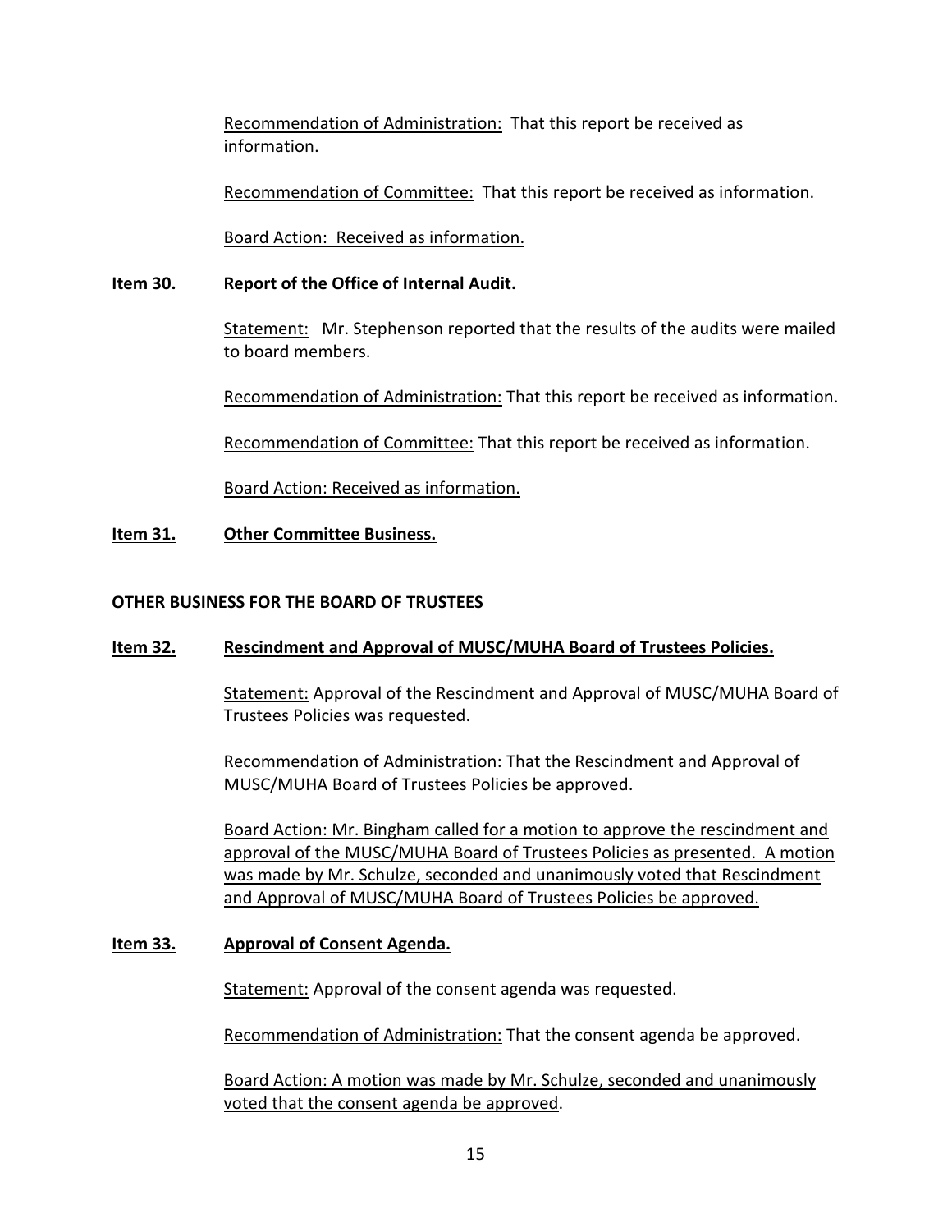Recommendation of Administration: That this report be received as information.

Recommendation of Committee: That this report be received as information.

Board Action: Received as information.

**Item 30. Report of the Office of Internal Audit.**

Statement: Mr. Stephenson reported that the results of the audits were mailed to board members.

Recommendation of Administration: That this report be received as information.

Recommendation of Committee: That this report be received as information.

Board Action: Received as information.

**Item 31. Other Committee Business.**

**OTHER BUSINESS FOR THE BOARD OF TRUSTEES**

**Item 32. Rescindment and Approval of MUSC/MUHA Board of Trustees Policies.**

Statement: Approval of the Rescindment and Approval of MUSC/MUHA Board of Trustees Policies was requested.

Recommendation of Administration: That the Rescindment and Approval of MUSC/MUHA Board of Trustees Policies be approved.

Board Action: Mr. Bingham called for a motion to approve the rescindment and approval of the MUSC/MUHA Board of Trustees Policies as presented. A motion was made by Mr. Schulze, seconded and unanimously voted that Rescindment and Approval of MUSC/MUHA Board of Trustees Policies be approved.

**Item 33. Approval of Consent Agenda.**

Statement: Approval of the consent agenda was requested.

Recommendation of Administration: That the consent agenda be approved.

Board Action: A motion was made by Mr. Schulze, seconded and unanimously voted that the consent agenda be approved.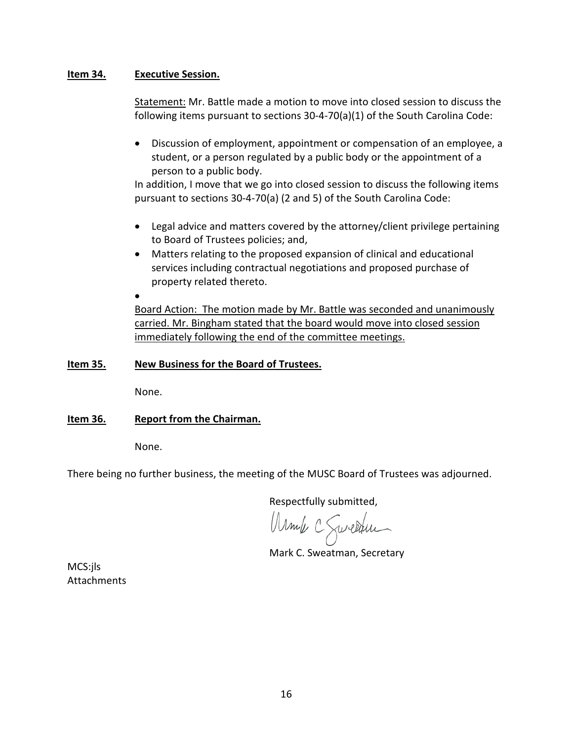**Item 34.** **Executive Session.**

Statement: Mr. Battle made a motion to move into closed session to discuss the following items pursuant to sections 30-4-70(a)(1) of the South Carolina Code:

- Discussion of employment, appointment or compensation of an employee, a student, or a person regulated by a public body or the appointment of a person to a public body.

In addition, I move that we go into closed session to discuss the following items pursuant to sections 30-4-70(a) (2 and 5) of the South Carolina Code:

- Legal advice and matters covered by the attorney/client privilege pertaining to Board of Trustees policies; and,
- Matters relating to the proposed expansion of clinical and educational services including contractual negotiations and proposed purchase of property related thereto.
-

Board Action: The motion made by Mr. Battle was seconded and unanimously carried. Mr. Bingham stated that the board would move into closed session immediately following the end of the committee meetings.

**Item 35.** **New Business for the Board of Trustees.**

None.

**Item 36.** **Report from the Chairman.**

None.

There being no further business, the meeting of the MUSC Board of Trustees was adjourned.

Respectfully submitted,

Mark C. Sweatman, Secretary

MCS:jls
Attachments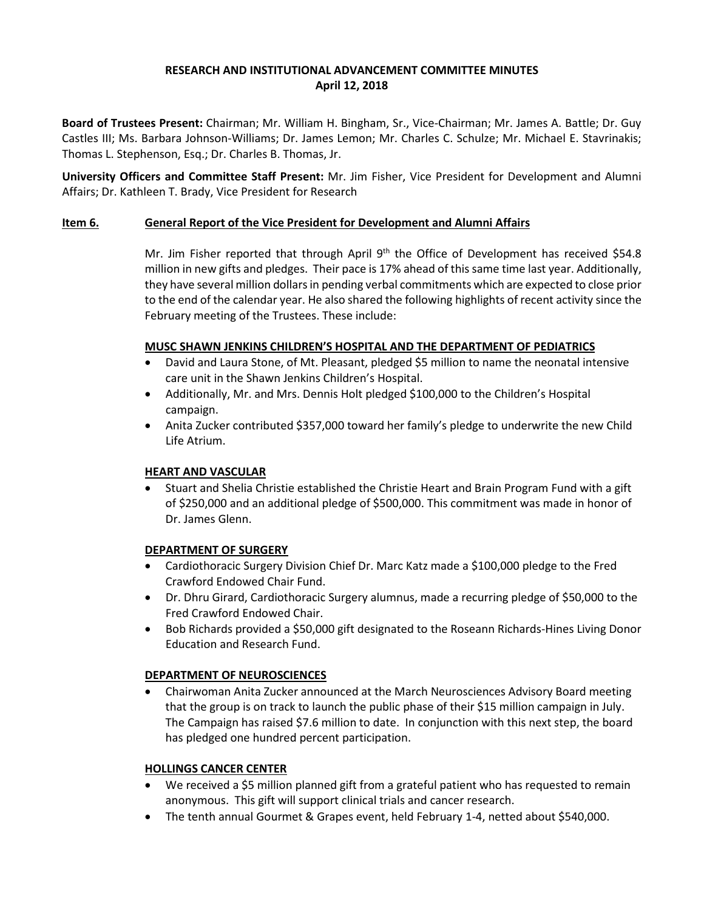**RESEARCH AND INSTITUTIONAL ADVANCEMENT COMMITTEE MINUTES**
**April 12, 2018**

**Board of Trustees Present:** Chairman; Mr. William H. Bingham, Sr., Vice-Chairman; Mr. James A. Battle; Dr. Guy Castles III; Ms. Barbara Johnson-Williams; Dr. James Lemon; Mr. Charles C. Schulze; Mr. Michael E. Stavrinakis; Thomas L. Stephenson, Esq.; Dr. Charles B. Thomas, Jr.

**University Officers and Committee Staff Present:** Mr. Jim Fisher, Vice President for Development and Alumni Affairs; Dr. Kathleen T. Brady, Vice President for Research

**Item 6. General Report of the Vice President for Development and Alumni Affairs**

Mr. Jim Fisher reported that through April 9th the Office of Development has received $54.8 million in new gifts and pledges. Their pace is 17% ahead of this same time last year. Additionally, they have several million dollars in pending verbal commitments which are expected to close prior to the end of the calendar year. He also shared the following highlights of recent activity since the February meeting of the Trustees. These include:

**MUSC SHAWN JENKINS CHILDREN'S HOSPITAL AND THE DEPARTMENT OF PEDIATRICS**

- David and Laura Stone, of Mt. Pleasant, pledged $5 million to name the neonatal intensive care unit in the Shawn Jenkins Children's Hospital.
- Additionally, Mr. and Mrs. Dennis Holt pledged $100,000 to the Children's Hospital campaign.
- Anita Zucker contributed $357,000 toward her family's pledge to underwrite the new Child Life Atrium.

**HEART AND VASCULAR**

- Stuart and Shelia Christie established the Christie Heart and Brain Program Fund with a gift of $250,000 and an additional pledge of $500,000. This commitment was made in honor of Dr. James Glenn.

**DEPARTMENT OF SURGERY**

- Cardiothoracic Surgery Division Chief Dr. Marc Katz made a $100,000 pledge to the Fred Crawford Endowed Chair Fund.
- Dr. Dhru Girard, Cardiothoracic Surgery alumnus, made a recurring pledge of $50,000 to the Fred Crawford Endowed Chair.
- Bob Richards provided a $50,000 gift designated to the Roseann Richards-Hines Living Donor Education and Research Fund.

**DEPARTMENT OF NEUROSCIENCES**

- Chairwoman Anita Zucker announced at the March Neurosciences Advisory Board meeting that the group is on track to launch the public phase of their $15 million campaign in July. The Campaign has raised $7.6 million to date. In conjunction with this next step, the board has pledged one hundred percent participation.

**HOLLINGS CANCER CENTER**

- We received a $5 million planned gift from a grateful patient who has requested to remain anonymous. This gift will support clinical trials and cancer research.
- The tenth annual Gourmet & Grapes event, held February 1-4, netted about $540,000.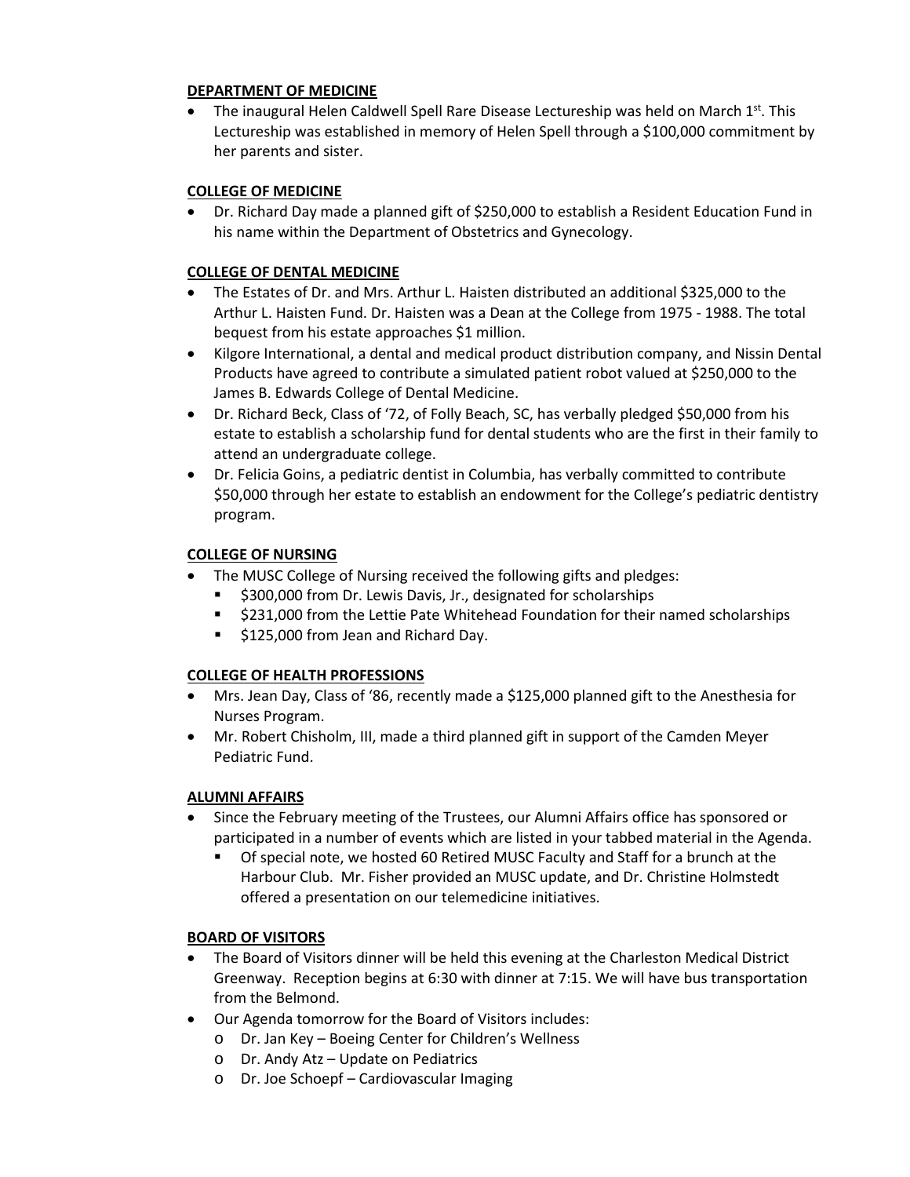**DEPARTMENT OF MEDICINE**

- The inaugural Helen Caldwell Spell Rare Disease Lectureship was held on March 1st. This Lectureship was established in memory of Helen Spell through a $100,000 commitment by her parents and sister.

**COLLEGE OF MEDICINE**

- Dr. Richard Day made a planned gift of $250,000 to establish a Resident Education Fund in his name within the Department of Obstetrics and Gynecology.

**COLLEGE OF DENTAL MEDICINE**

- The Estates of Dr. and Mrs. Arthur L. Haisten distributed an additional $325,000 to the Arthur L. Haisten Fund. Dr. Haisten was a Dean at the College from 1975 - 1988. The total bequest from his estate approaches $1 million.
- Kilgore International, a dental and medical product distribution company, and Nissin Dental Products have agreed to contribute a simulated patient robot valued at $250,000 to the James B. Edwards College of Dental Medicine.
- Dr. Richard Beck, Class of '72, of Folly Beach, SC, has verbally pledged $50,000 from his estate to establish a scholarship fund for dental students who are the first in their family to attend an undergraduate college.
- Dr. Felicia Goins, a pediatric dentist in Columbia, has verbally committed to contribute $50,000 through her estate to establish an endowment for the College's pediatric dentistry program.

**COLLEGE OF NURSING**

- The MUSC College of Nursing received the following gifts and pledges:
  - $300,000 from Dr. Lewis Davis, Jr., designated for scholarships
  - $231,000 from the Lettie Pate Whitehead Foundation for their named scholarships
  - $125,000 from Jean and Richard Day.

**COLLEGE OF HEALTH PROFESSIONS**

- Mrs. Jean Day, Class of '86, recently made a $125,000 planned gift to the Anesthesia for Nurses Program.
- Mr. Robert Chisholm, III, made a third planned gift in support of the Camden Meyer Pediatric Fund.

**ALUMNI AFFAIRS**

- Since the February meeting of the Trustees, our Alumni Affairs office has sponsored or participated in a number of events which are listed in your tabbed material in the Agenda.
  - Of special note, we hosted 60 Retired MUSC Faculty and Staff for a brunch at the Harbour Club. Mr. Fisher provided an MUSC update, and Dr. Christine Holmstedt offered a presentation on our telemedicine initiatives.

**BOARD OF VISITORS**

- The Board of Visitors dinner will be held this evening at the Charleston Medical District Greenway. Reception begins at 6:30 with dinner at 7:15. We will have bus transportation from the Belmond.
- Our Agenda tomorrow for the Board of Visitors includes:
  - Dr. Jan Key – Boeing Center for Children's Wellness
  - Dr. Andy Atz – Update on Pediatrics
  - Dr. Joe Schoepf – Cardiovascular Imaging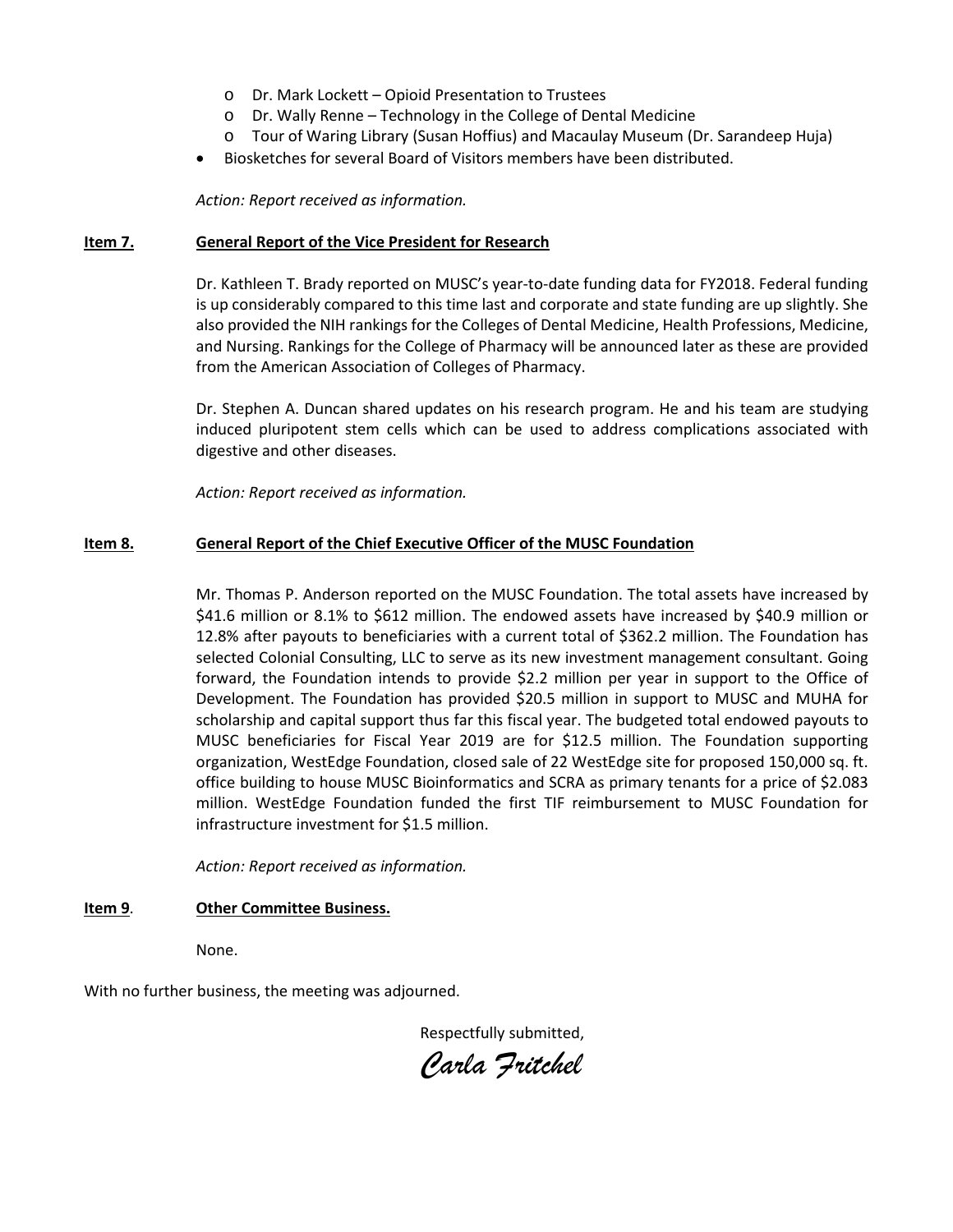- Dr. Mark Lockett – Opioid Presentation to Trustees
- Dr. Wally Renne – Technology in the College of Dental Medicine
- Tour of Waring Library (Susan Hoffius) and Macaulay Museum (Dr. Sarandeep Huja)

- Biosketches for several Board of Visitors members have been distributed.

*Action: Report received as information.*

**Item 7.** **General Report of the Vice President for Research**

Dr. Kathleen T. Brady reported on MUSC's year-to-date funding data for FY2018. Federal funding is up considerably compared to this time last and corporate and state funding are up slightly. She also provided the NIH rankings for the Colleges of Dental Medicine, Health Professions, Medicine, and Nursing. Rankings for the College of Pharmacy will be announced later as these are provided from the American Association of Colleges of Pharmacy.

Dr. Stephen A. Duncan shared updates on his research program. He and his team are studying induced pluripotent stem cells which can be used to address complications associated with digestive and other diseases.

*Action: Report received as information.*

**Item 8.** **General Report of the Chief Executive Officer of the MUSC Foundation**

Mr. Thomas P. Anderson reported on the MUSC Foundation. The total assets have increased by \$41.6 million or 8.1% to \$612 million. The endowed assets have increased by \$40.9 million or 12.8% after payouts to beneficiaries with a current total of \$362.2 million. The Foundation has selected Colonial Consulting, LLC to serve as its new investment management consultant. Going forward, the Foundation intends to provide \$2.2 million per year in support to the Office of Development. The Foundation has provided \$20.5 million in support to MUSC and MUHA for scholarship and capital support thus far this fiscal year. The budgeted total endowed payouts to MUSC beneficiaries for Fiscal Year 2019 are for \$12.5 million. The Foundation supporting organization, WestEdge Foundation, closed sale of 22 WestEdge site for proposed 150,000 sq. ft. office building to house MUSC Bioinformatics and SCRA as primary tenants for a price of \$2.083 million. WestEdge Foundation funded the first TIF reimbursement to MUSC Foundation for infrastructure investment for \$1.5 million.

*Action: Report received as information.*

**Item 9**. **Other Committee Business.**

None.

With no further business, the meeting was adjourned.

Respectfully submitted,

*Carla Fritchel*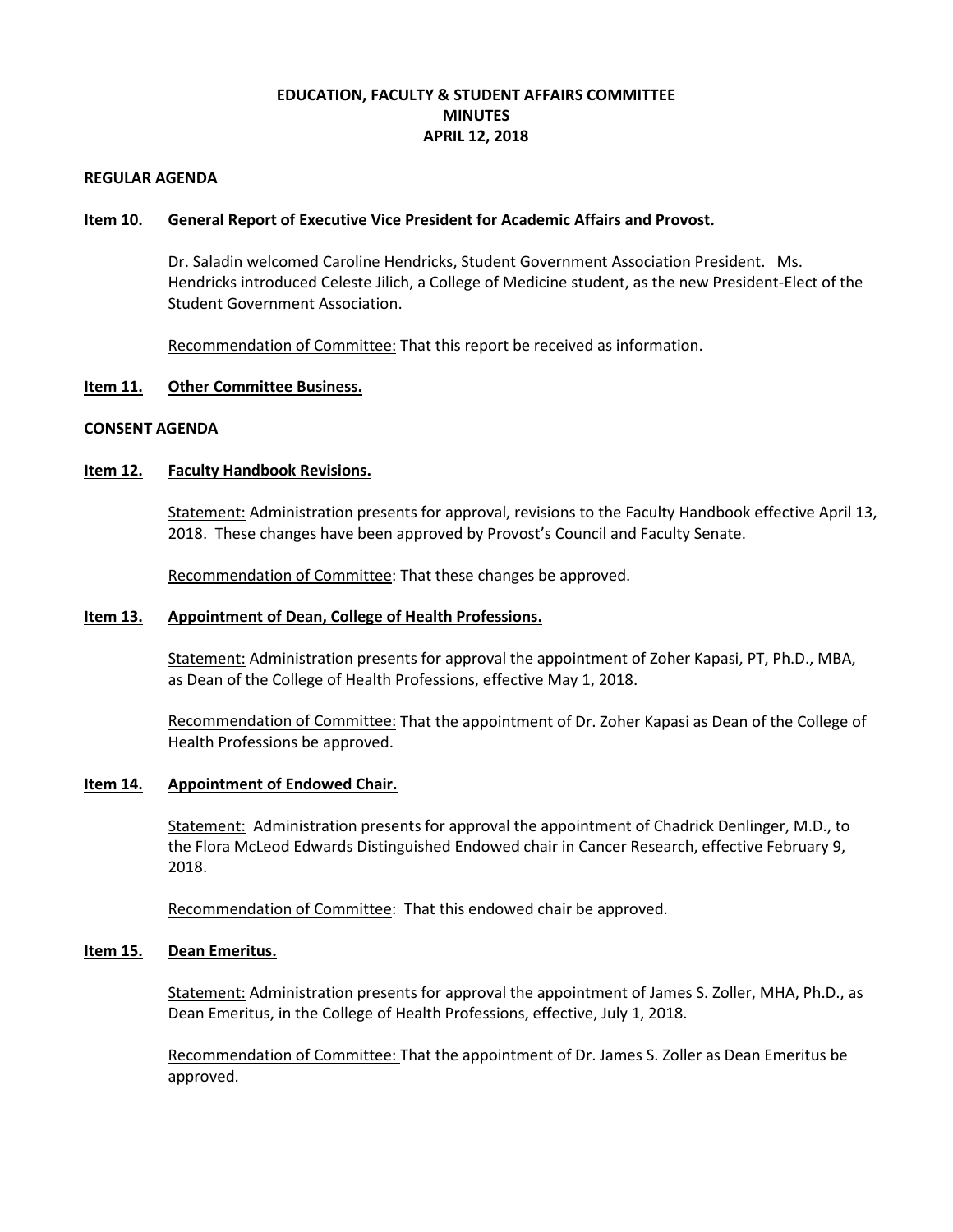# EDUCATION, FACULTY & STUDENT AFFAIRS COMMITTEE
## MINUTES
## APRIL 12, 2018

**REGULAR AGENDA**

**Item 10. General Report of Executive Vice President for Academic Affairs and Provost.**

Dr. Saladin welcomed Caroline Hendricks, Student Government Association President. Ms. Hendricks introduced Celeste Jilich, a College of Medicine student, as the new President-Elect of the Student Government Association.

Recommendation of Committee: That this report be received as information.

**Item 11. Other Committee Business.**

**CONSENT AGENDA**

**Item 12. Faculty Handbook Revisions.**

Statement: Administration presents for approval, revisions to the Faculty Handbook effective April 13, 2018. These changes have been approved by Provost's Council and Faculty Senate.

Recommendation of Committee: That these changes be approved.

**Item 13. Appointment of Dean, College of Health Professions.**

Statement: Administration presents for approval the appointment of Zoher Kapasi, PT, Ph.D., MBA, as Dean of the College of Health Professions, effective May 1, 2018.

Recommendation of Committee: That the appointment of Dr. Zoher Kapasi as Dean of the College of Health Professions be approved.

**Item 14. Appointment of Endowed Chair.**

Statement: Administration presents for approval the appointment of Chadrick Denlinger, M.D., to the Flora McLeod Edwards Distinguished Endowed chair in Cancer Research, effective February 9, 2018.

Recommendation of Committee: That this endowed chair be approved.

**Item 15. Dean Emeritus.**

Statement: Administration presents for approval the appointment of James S. Zoller, MHA, Ph.D., as Dean Emeritus, in the College of Health Professions, effective, July 1, 2018.

Recommendation of Committee: That the appointment of Dr. James S. Zoller as Dean Emeritus be approved.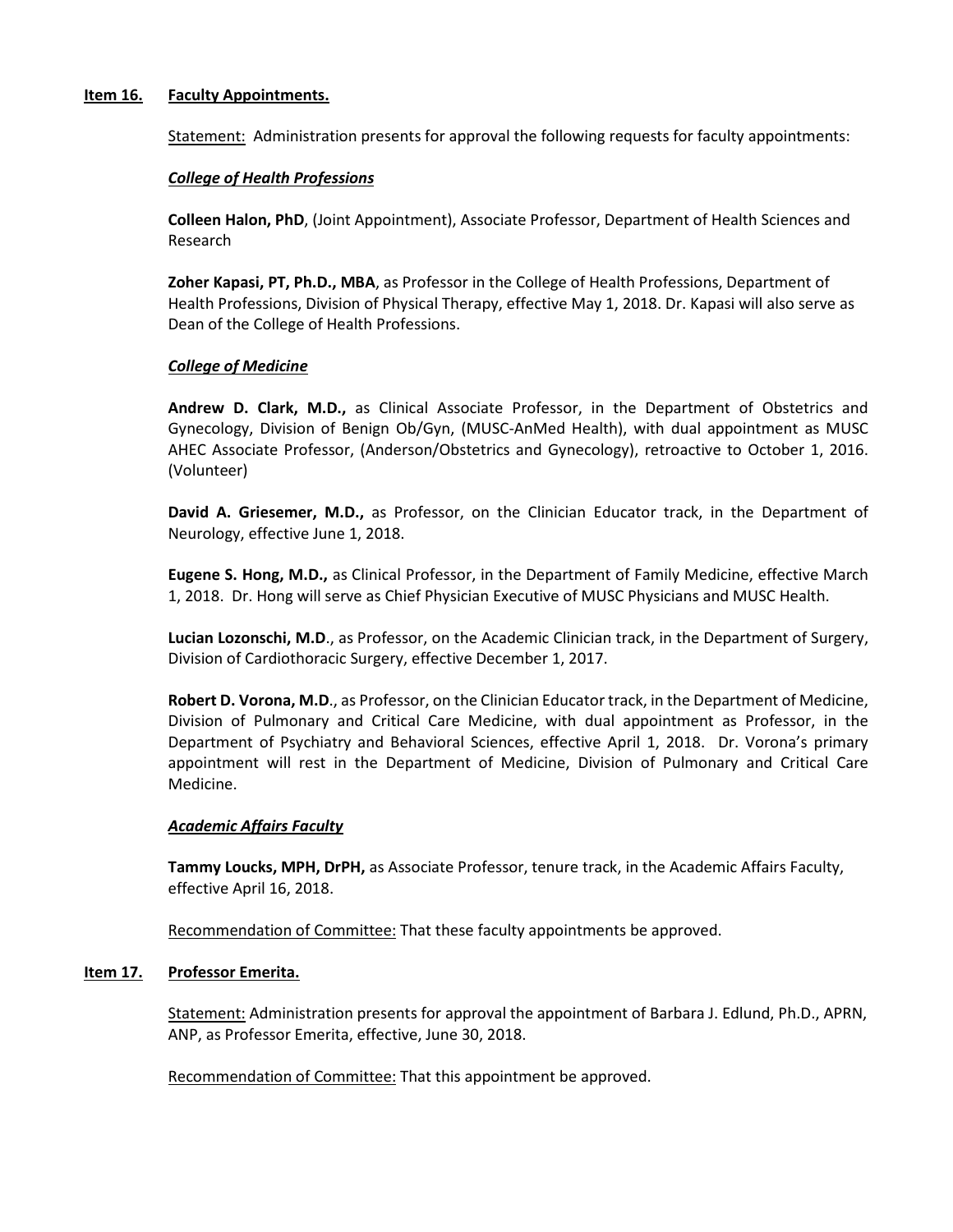**Item 16. Faculty Appointments.**

Statement: Administration presents for approval the following requests for faculty appointments:

***College of Health Professions***

**Colleen Halon, PhD**, (Joint Appointment), Associate Professor, Department of Health Sciences and Research

**Zoher Kapasi, PT, Ph.D., MBA**, as Professor in the College of Health Professions, Department of Health Professions, Division of Physical Therapy, effective May 1, 2018. Dr. Kapasi will also serve as Dean of the College of Health Professions.

***College of Medicine***

**Andrew D. Clark, M.D.,** as Clinical Associate Professor, in the Department of Obstetrics and Gynecology, Division of Benign Ob/Gyn, (MUSC-AnMed Health), with dual appointment as MUSC AHEC Associate Professor, (Anderson/Obstetrics and Gynecology), retroactive to October 1, 2016. (Volunteer)

**David A. Griesemer, M.D.,** as Professor, on the Clinician Educator track, in the Department of Neurology, effective June 1, 2018.

**Eugene S. Hong, M.D.,** as Clinical Professor, in the Department of Family Medicine, effective March 1, 2018. Dr. Hong will serve as Chief Physician Executive of MUSC Physicians and MUSC Health.

**Lucian Lozonschi, M.D**., as Professor, on the Academic Clinician track, in the Department of Surgery, Division of Cardiothoracic Surgery, effective December 1, 2017.

**Robert D. Vorona, M.D**., as Professor, on the Clinician Educator track, in the Department of Medicine, Division of Pulmonary and Critical Care Medicine, with dual appointment as Professor, in the Department of Psychiatry and Behavioral Sciences, effective April 1, 2018. Dr. Vorona's primary appointment will rest in the Department of Medicine, Division of Pulmonary and Critical Care Medicine.

***Academic Affairs Faculty***

**Tammy Loucks, MPH, DrPH,** as Associate Professor, tenure track, in the Academic Affairs Faculty, effective April 16, 2018.

Recommendation of Committee: That these faculty appointments be approved.

**Item 17. Professor Emerita.**

Statement: Administration presents for approval the appointment of Barbara J. Edlund, Ph.D., APRN, ANP, as Professor Emerita, effective, June 30, 2018.

Recommendation of Committee: That this appointment be approved.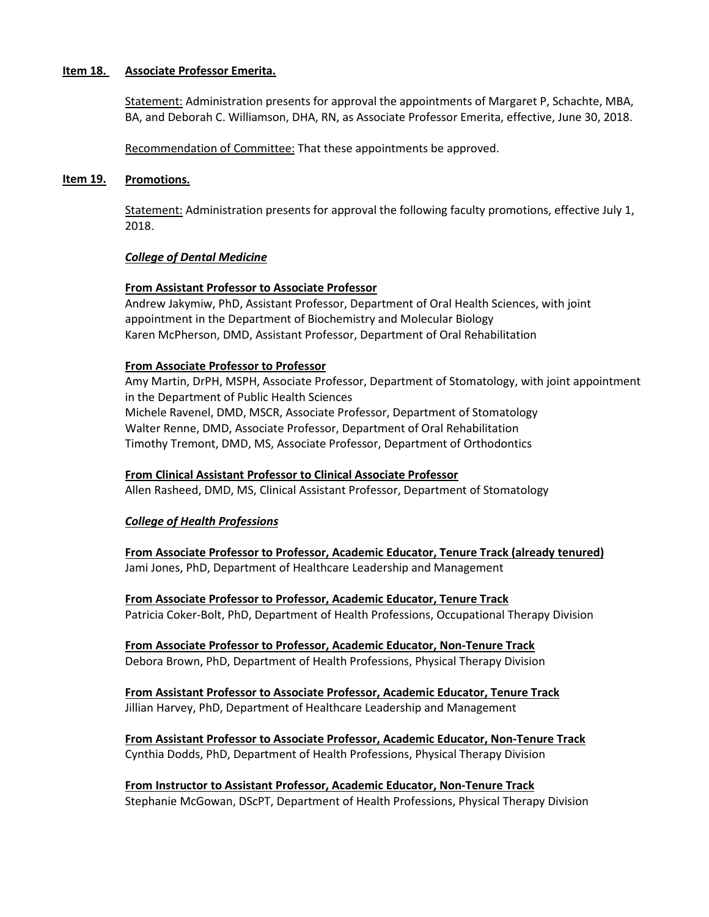**Item 18. Associate Professor Emerita.**

Statement: Administration presents for approval the appointments of Margaret P, Schachte, MBA, BA, and Deborah C. Williamson, DHA, RN, as Associate Professor Emerita, effective, June 30, 2018.

Recommendation of Committee: That these appointments be approved.

**Item 19. Promotions.**

Statement: Administration presents for approval the following faculty promotions, effective July 1, 2018.

***College of Dental Medicine***

**From Assistant Professor to Associate Professor**

Andrew Jakymiw, PhD, Assistant Professor, Department of Oral Health Sciences, with joint appointment in the Department of Biochemistry and Molecular Biology
Karen McPherson, DMD, Assistant Professor, Department of Oral Rehabilitation

**From Associate Professor to Professor**

Amy Martin, DrPH, MSPH, Associate Professor, Department of Stomatology, with joint appointment in the Department of Public Health Sciences
Michele Ravenel, DMD, MSCR, Associate Professor, Department of Stomatology
Walter Renne, DMD, Associate Professor, Department of Oral Rehabilitation
Timothy Tremont, DMD, MS, Associate Professor, Department of Orthodontics

**From Clinical Assistant Professor to Clinical Associate Professor**

Allen Rasheed, DMD, MS, Clinical Assistant Professor, Department of Stomatology

***College of Health Professions***

**From Associate Professor to Professor, Academic Educator, Tenure Track (already tenured)**

Jami Jones, PhD, Department of Healthcare Leadership and Management

**From Associate Professor to Professor, Academic Educator, Tenure Track**

Patricia Coker-Bolt, PhD, Department of Health Professions, Occupational Therapy Division

**From Associate Professor to Professor, Academic Educator, Non-Tenure Track**

Debora Brown, PhD, Department of Health Professions, Physical Therapy Division

**From Assistant Professor to Associate Professor, Academic Educator, Tenure Track**

Jillian Harvey, PhD, Department of Healthcare Leadership and Management

**From Assistant Professor to Associate Professor, Academic Educator, Non-Tenure Track**

Cynthia Dodds, PhD, Department of Health Professions, Physical Therapy Division

**From Instructor to Assistant Professor, Academic Educator, Non-Tenure Track**

Stephanie McGowan, DScPT, Department of Health Professions, Physical Therapy Division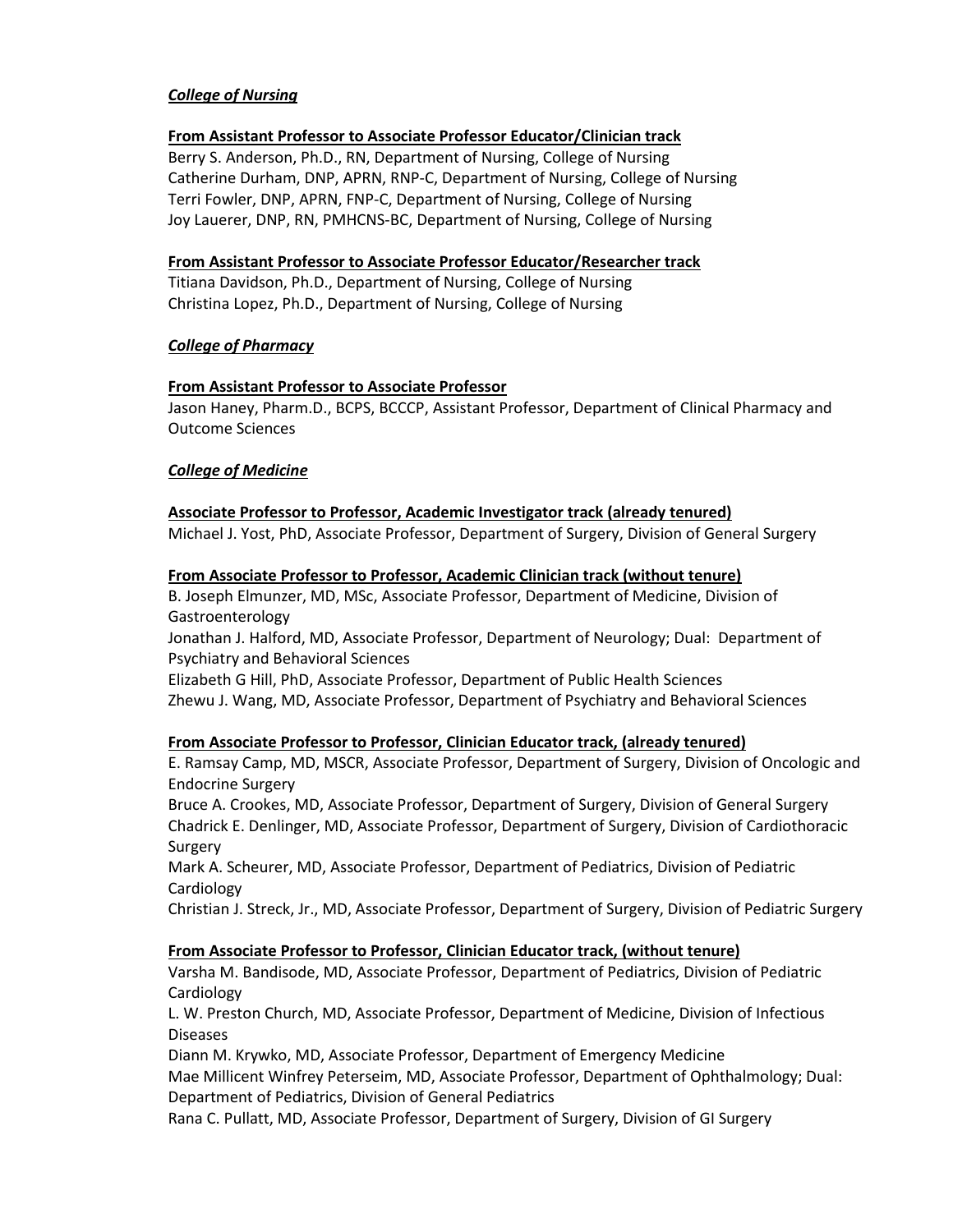***College of Nursing***

**From Assistant Professor to Associate Professor Educator/Clinician track**

Berry S. Anderson, Ph.D., RN, Department of Nursing, College of Nursing
Catherine Durham, DNP, APRN, RNP-C, Department of Nursing, College of Nursing
Terri Fowler, DNP, APRN, FNP-C, Department of Nursing, College of Nursing
Joy Lauerer, DNP, RN, PMHCNS-BC, Department of Nursing, College of Nursing

**From Assistant Professor to Associate Professor Educator/Researcher track**

Titiana Davidson, Ph.D., Department of Nursing, College of Nursing
Christina Lopez, Ph.D., Department of Nursing, College of Nursing

***College of Pharmacy***

**From Assistant Professor to Associate Professor**

Jason Haney, Pharm.D., BCPS, BCCCP, Assistant Professor, Department of Clinical Pharmacy and Outcome Sciences

***College of Medicine***

**Associate Professor to Professor, Academic Investigator track (already tenured)**

Michael J. Yost, PhD, Associate Professor, Department of Surgery, Division of General Surgery

**From Associate Professor to Professor, Academic Clinician track (without tenure)**

B. Joseph Elmunzer, MD, MSc, Associate Professor, Department of Medicine, Division of Gastroenterology
Jonathan J. Halford, MD, Associate Professor, Department of Neurology; Dual: Department of Psychiatry and Behavioral Sciences
Elizabeth G Hill, PhD, Associate Professor, Department of Public Health Sciences
Zhewu J. Wang, MD, Associate Professor, Department of Psychiatry and Behavioral Sciences

**From Associate Professor to Professor, Clinician Educator track, (already tenured)**

E. Ramsay Camp, MD, MSCR, Associate Professor, Department of Surgery, Division of Oncologic and Endocrine Surgery
Bruce A. Crookes, MD, Associate Professor, Department of Surgery, Division of General Surgery
Chadrick E. Denlinger, MD, Associate Professor, Department of Surgery, Division of Cardiothoracic Surgery
Mark A. Scheurer, MD, Associate Professor, Department of Pediatrics, Division of Pediatric Cardiology
Christian J. Streck, Jr., MD, Associate Professor, Department of Surgery, Division of Pediatric Surgery

**From Associate Professor to Professor, Clinician Educator track, (without tenure)**

Varsha M. Bandisode, MD, Associate Professor, Department of Pediatrics, Division of Pediatric Cardiology
L. W. Preston Church, MD, Associate Professor, Department of Medicine, Division of Infectious Diseases
Diann M. Krywko, MD, Associate Professor, Department of Emergency Medicine
Mae Millicent Winfrey Peterseim, MD, Associate Professor, Department of Ophthalmology; Dual: Department of Pediatrics, Division of General Pediatrics
Rana C. Pullatt, MD, Associate Professor, Department of Surgery, Division of GI Surgery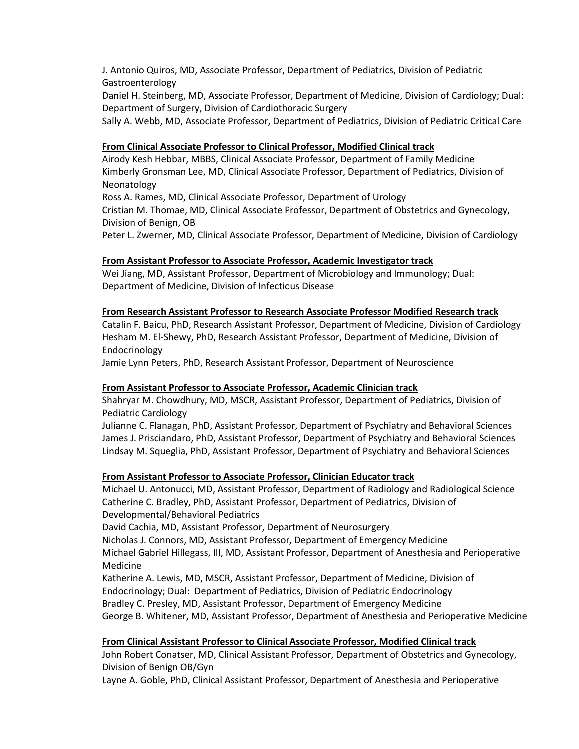J. Antonio Quiros, MD, Associate Professor, Department of Pediatrics, Division of Pediatric Gastroenterology
Daniel H. Steinberg, MD, Associate Professor, Department of Medicine, Division of Cardiology; Dual: Department of Surgery, Division of Cardiothoracic Surgery
Sally A. Webb, MD, Associate Professor, Department of Pediatrics, Division of Pediatric Critical Care

**From Clinical Associate Professor to Clinical Professor, Modified Clinical track**

Airody Kesh Hebbar, MBBS, Clinical Associate Professor, Department of Family Medicine
Kimberly Gronsman Lee, MD, Clinical Associate Professor, Department of Pediatrics, Division of Neonatology
Ross A. Rames, MD, Clinical Associate Professor, Department of Urology
Cristian M. Thomae, MD, Clinical Associate Professor, Department of Obstetrics and Gynecology, Division of Benign, OB
Peter L. Zwerner, MD, Clinical Associate Professor, Department of Medicine, Division of Cardiology

**From Assistant Professor to Associate Professor, Academic Investigator track**

Wei Jiang, MD, Assistant Professor, Department of Microbiology and Immunology; Dual: Department of Medicine, Division of Infectious Disease

**From Research Assistant Professor to Research Associate Professor Modified Research track**

Catalin F. Baicu, PhD, Research Assistant Professor, Department of Medicine, Division of Cardiology
Hesham M. El-Shewy, PhD, Research Assistant Professor, Department of Medicine, Division of Endocrinology
Jamie Lynn Peters, PhD, Research Assistant Professor, Department of Neuroscience

**From Assistant Professor to Associate Professor, Academic Clinician track**

Shahryar M. Chowdhury, MD, MSCR, Assistant Professor, Department of Pediatrics, Division of Pediatric Cardiology
Julianne C. Flanagan, PhD, Assistant Professor, Department of Psychiatry and Behavioral Sciences
James J. Prisciandaro, PhD, Assistant Professor, Department of Psychiatry and Behavioral Sciences
Lindsay M. Squeglia, PhD, Assistant Professor, Department of Psychiatry and Behavioral Sciences

**From Assistant Professor to Associate Professor, Clinician Educator track**

Michael U. Antonucci, MD, Assistant Professor, Department of Radiology and Radiological Science
Catherine C. Bradley, PhD, Assistant Professor, Department of Pediatrics, Division of Developmental/Behavioral Pediatrics
David Cachia, MD, Assistant Professor, Department of Neurosurgery
Nicholas J. Connors, MD, Assistant Professor, Department of Emergency Medicine
Michael Gabriel Hillegass, III, MD, Assistant Professor, Department of Anesthesia and Perioperative Medicine
Katherine A. Lewis, MD, MSCR, Assistant Professor, Department of Medicine, Division of Endocrinology; Dual: Department of Pediatrics, Division of Pediatric Endocrinology
Bradley C. Presley, MD, Assistant Professor, Department of Emergency Medicine
George B. Whitener, MD, Assistant Professor, Department of Anesthesia and Perioperative Medicine

**From Clinical Assistant Professor to Clinical Associate Professor, Modified Clinical track**

John Robert Conatser, MD, Clinical Assistant Professor, Department of Obstetrics and Gynecology, Division of Benign OB/Gyn
Layne A. Goble, PhD, Clinical Assistant Professor, Department of Anesthesia and Perioperative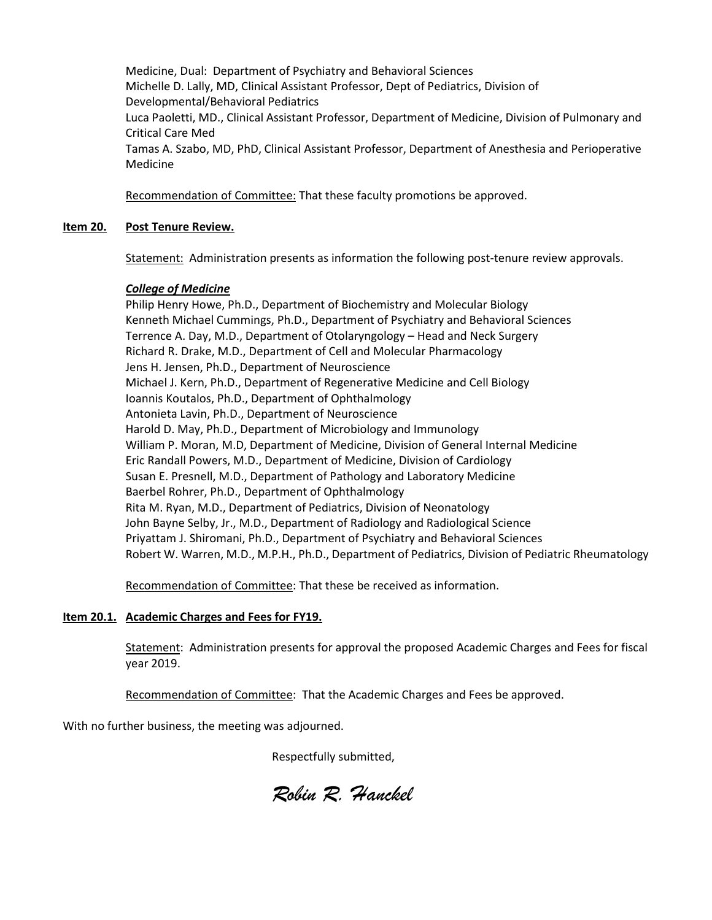Medicine, Dual: Department of Psychiatry and Behavioral Sciences
Michelle D. Lally, MD, Clinical Assistant Professor, Dept of Pediatrics, Division of Developmental/Behavioral Pediatrics
Luca Paoletti, MD., Clinical Assistant Professor, Department of Medicine, Division of Pulmonary and Critical Care Med
Tamas A. Szabo, MD, PhD, Clinical Assistant Professor, Department of Anesthesia and Perioperative Medicine

Recommendation of Committee: That these faculty promotions be approved.

**Item 20. Post Tenure Review.**

Statement: Administration presents as information the following post-tenure review approvals.

***College of Medicine***

Philip Henry Howe, Ph.D., Department of Biochemistry and Molecular Biology
Kenneth Michael Cummings, Ph.D., Department of Psychiatry and Behavioral Sciences
Terrence A. Day, M.D., Department of Otolaryngology – Head and Neck Surgery
Richard R. Drake, M.D., Department of Cell and Molecular Pharmacology
Jens H. Jensen, Ph.D., Department of Neuroscience
Michael J. Kern, Ph.D., Department of Regenerative Medicine and Cell Biology
Ioannis Koutalos, Ph.D., Department of Ophthalmology
Antonieta Lavin, Ph.D., Department of Neuroscience
Harold D. May, Ph.D., Department of Microbiology and Immunology
William P. Moran, M.D, Department of Medicine, Division of General Internal Medicine
Eric Randall Powers, M.D., Department of Medicine, Division of Cardiology
Susan E. Presnell, M.D., Department of Pathology and Laboratory Medicine
Baerbel Rohrer, Ph.D., Department of Ophthalmology
Rita M. Ryan, M.D., Department of Pediatrics, Division of Neonatology
John Bayne Selby, Jr., M.D., Department of Radiology and Radiological Science
Priyattam J. Shiromani, Ph.D., Department of Psychiatry and Behavioral Sciences
Robert W. Warren, M.D., M.P.H., Ph.D., Department of Pediatrics, Division of Pediatric Rheumatology

Recommendation of Committee: That these be received as information.

**Item 20.1. Academic Charges and Fees for FY19.**

Statement: Administration presents for approval the proposed Academic Charges and Fees for fiscal year 2019.

Recommendation of Committee: That the Academic Charges and Fees be approved.

With no further business, the meeting was adjourned.

Respectfully submitted,

*Robin R. Hanckel*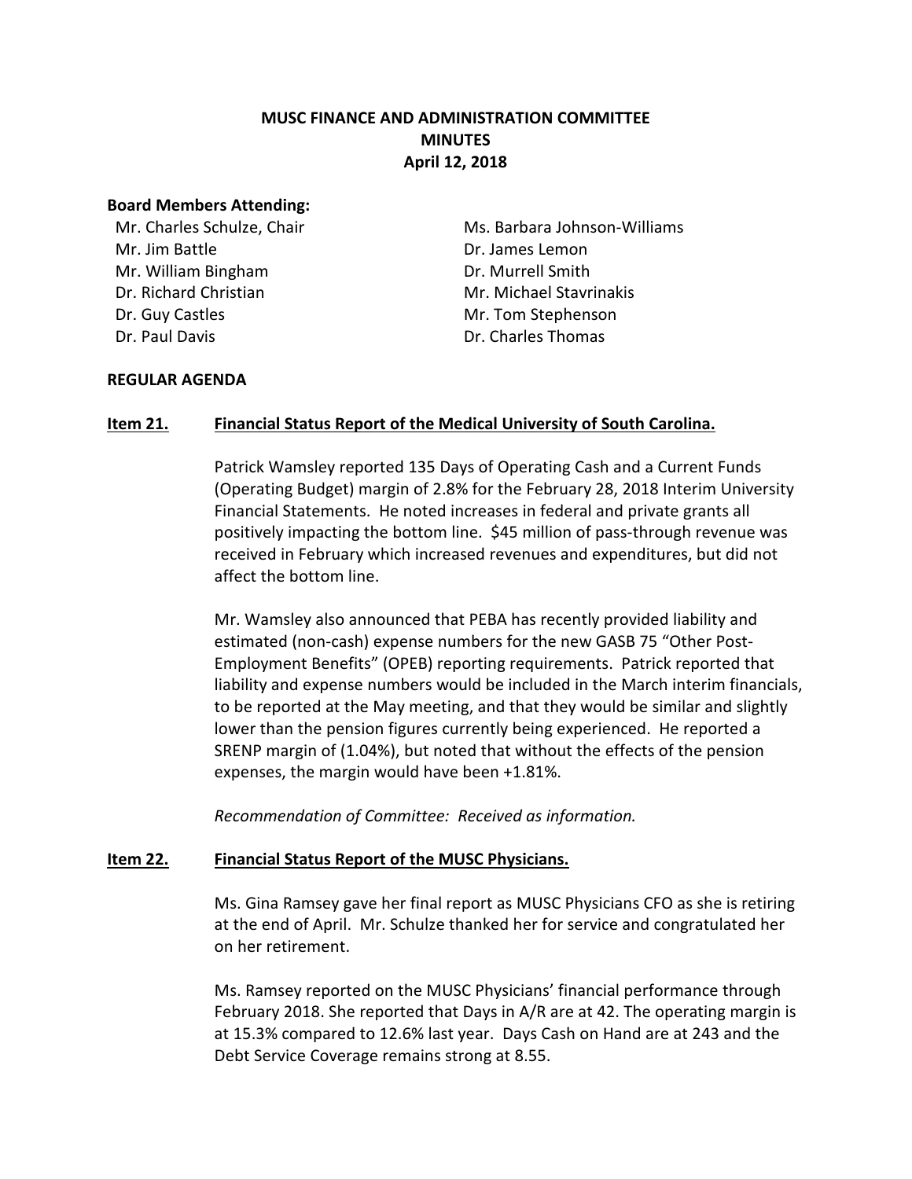# MUSC FINANCE AND ADMINISTRATION COMMITTEE
## MINUTES
### April 12, 2018

**Board Members Attending:**

Mr. Charles Schulze, Chair
Mr. Jim Battle
Mr. William Bingham
Dr. Richard Christian
Dr. Guy Castles
Dr. Paul Davis
Ms. Barbara Johnson-Williams
Dr. James Lemon
Dr. Murrell Smith
Mr. Michael Stavrinakis
Mr. Tom Stephenson
Dr. Charles Thomas

**REGULAR AGENDA**

**Item 21. Financial Status Report of the Medical University of South Carolina.**

Patrick Wamsley reported 135 Days of Operating Cash and a Current Funds (Operating Budget) margin of 2.8% for the February 28, 2018 Interim University Financial Statements. He noted increases in federal and private grants all positively impacting the bottom line. $45 million of pass-through revenue was received in February which increased revenues and expenditures, but did not affect the bottom line.

Mr. Wamsley also announced that PEBA has recently provided liability and estimated (non-cash) expense numbers for the new GASB 75 "Other Post-Employment Benefits" (OPEB) reporting requirements. Patrick reported that liability and expense numbers would be included in the March interim financials, to be reported at the May meeting, and that they would be similar and slightly lower than the pension figures currently being experienced. He reported a SRENP margin of (1.04%), but noted that without the effects of the pension expenses, the margin would have been +1.81%.

*Recommendation of Committee: Received as information.*

**Item 22. Financial Status Report of the MUSC Physicians.**

Ms. Gina Ramsey gave her final report as MUSC Physicians CFO as she is retiring at the end of April. Mr. Schulze thanked her for service and congratulated her on her retirement.

Ms. Ramsey reported on the MUSC Physicians' financial performance through February 2018. She reported that Days in A/R are at 42. The operating margin is at 15.3% compared to 12.6% last year. Days Cash on Hand are at 243 and the Debt Service Coverage remains strong at 8.55.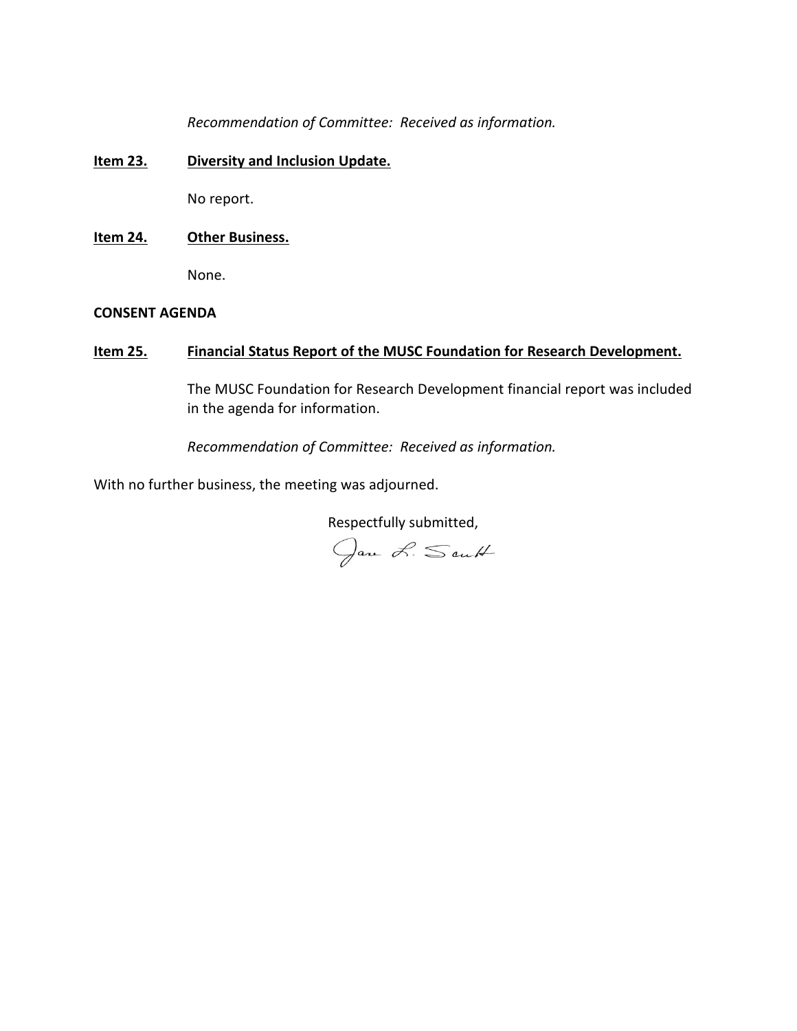*Recommendation of Committee: Received as information.*

**Item 23. Diversity and Inclusion Update.**

No report.

**Item 24. Other Business.**

None.

**CONSENT AGENDA**

**Item 25. Financial Status Report of the MUSC Foundation for Research Development.**

The MUSC Foundation for Research Development financial report was included in the agenda for information.

*Recommendation of Committee: Received as information.*

With no further business, the meeting was adjourned.

Respectfully submitted,

Jane L. Scutt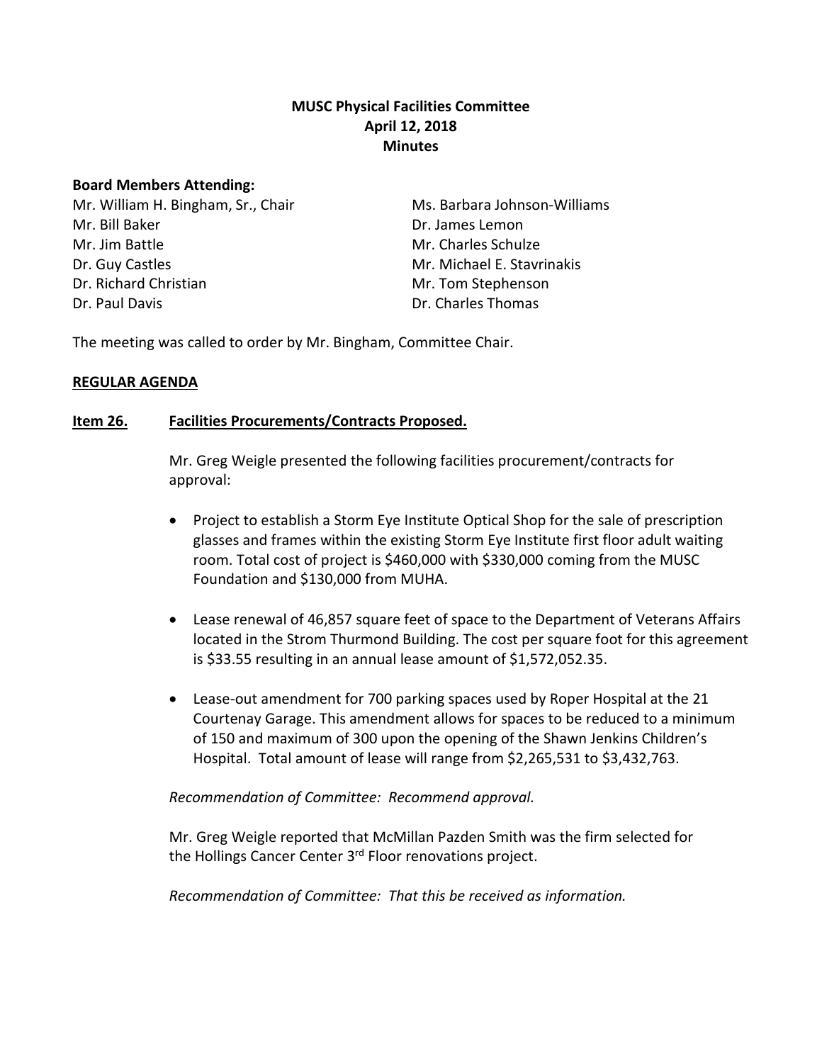**MUSC Physical Facilities Committee**
**April 12, 2018**
**Minutes**

**Board Members Attending:**

Mr. William H. Bingham, Sr., Chair
Mr. Bill Baker
Mr. Jim Battle
Dr. Guy Castles
Dr. Richard Christian
Dr. Paul Davis
Ms. Barbara Johnson-Williams
Dr. James Lemon
Mr. Charles Schulze
Mr. Michael E. Stavrinakis
Mr. Tom Stephenson
Dr. Charles Thomas

The meeting was called to order by Mr. Bingham, Committee Chair.

**REGULAR AGENDA**

**Item 26. Facilities Procurements/Contracts Proposed.**

Mr. Greg Weigle presented the following facilities procurement/contracts for approval:

- Project to establish a Storm Eye Institute Optical Shop for the sale of prescription glasses and frames within the existing Storm Eye Institute first floor adult waiting room. Total cost of project is $460,000 with $330,000 coming from the MUSC Foundation and $130,000 from MUHA.
- Lease renewal of 46,857 square feet of space to the Department of Veterans Affairs located in the Strom Thurmond Building. The cost per square foot for this agreement is $33.55 resulting in an annual lease amount of $1,572,052.35.
- Lease-out amendment for 700 parking spaces used by Roper Hospital at the 21 Courtenay Garage. This amendment allows for spaces to be reduced to a minimum of 150 and maximum of 300 upon the opening of the Shawn Jenkins Children's Hospital. Total amount of lease will range from $2,265,531 to $3,432,763.

*Recommendation of Committee: Recommend approval.*

Mr. Greg Weigle reported that McMillan Pazden Smith was the firm selected for the Hollings Cancer Center 3rd Floor renovations project.

*Recommendation of Committee: That this be received as information.*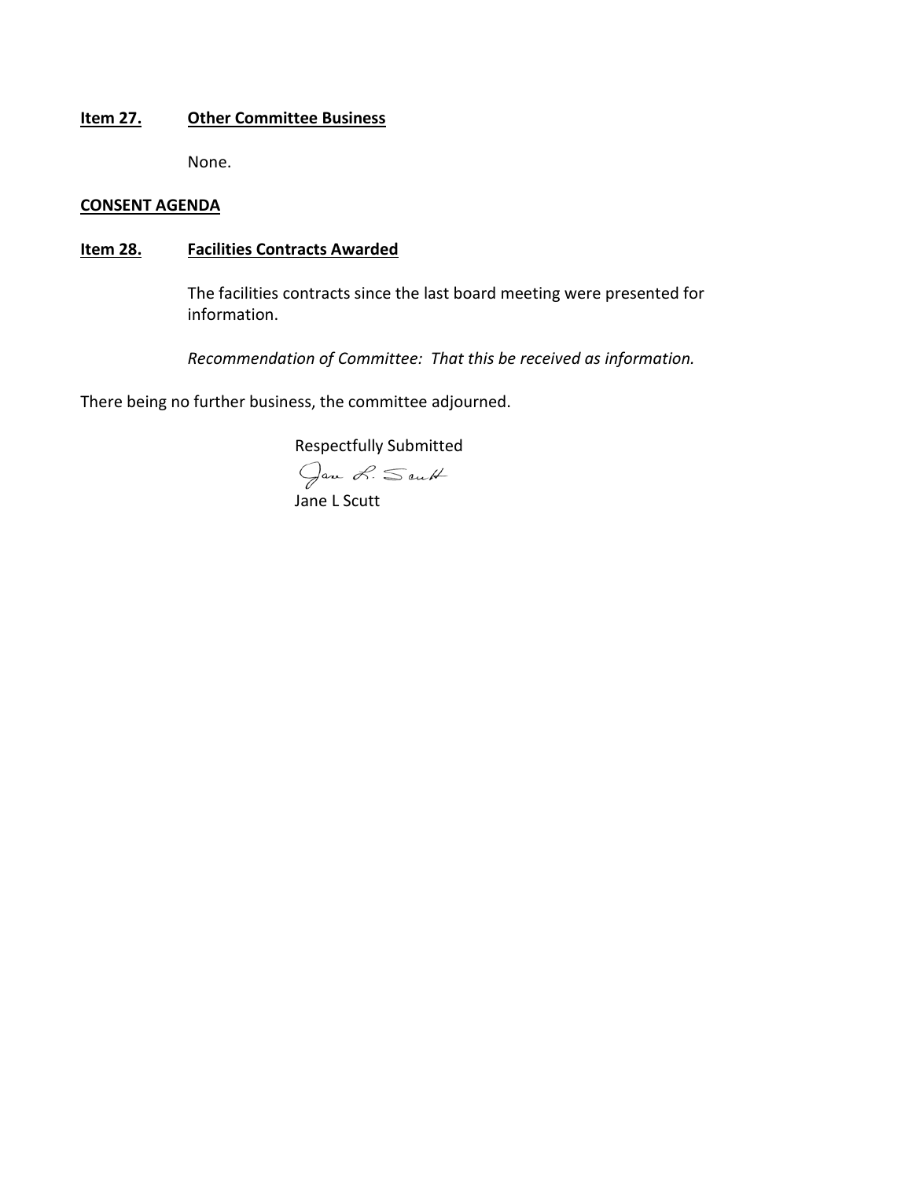**Item 27.** **Other Committee Business**

None.

**CONSENT AGENDA**

**Item 28.** **Facilities Contracts Awarded**

The facilities contracts since the last board meeting were presented for information.

*Recommendation of Committee: That this be received as information.*

There being no further business, the committee adjourned.

Respectfully Submitted

Jane L. Scutt

Jane L Scutt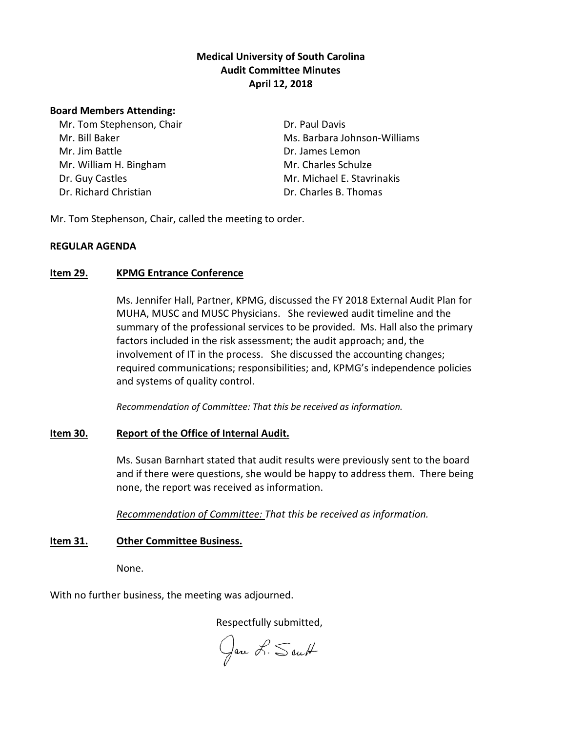**Medical University of South Carolina**
**Audit Committee Minutes**
**April 12, 2018**

**Board Members Attending:**

Mr. Tom Stephenson, Chair
Mr. Bill Baker
Mr. Jim Battle
Mr. William H. Bingham
Dr. Guy Castles
Dr. Richard Christian
Dr. Paul Davis
Ms. Barbara Johnson-Williams
Dr. James Lemon
Mr. Charles Schulze
Mr. Michael E. Stavrinakis
Dr. Charles B. Thomas

Mr. Tom Stephenson, Chair, called the meeting to order.

**REGULAR AGENDA**

**Item 29. KPMG Entrance Conference**

Ms. Jennifer Hall, Partner, KPMG, discussed the FY 2018 External Audit Plan for MUHA, MUSC and MUSC Physicians. She reviewed audit timeline and the summary of the professional services to be provided. Ms. Hall also the primary factors included in the risk assessment; the audit approach; and, the involvement of IT in the process. She discussed the accounting changes; required communications; responsibilities; and, KPMG's independence policies and systems of quality control.

*Recommendation of Committee: That this be received as information.*

**Item 30. Report of the Office of Internal Audit.**

Ms. Susan Barnhart stated that audit results were previously sent to the board and if there were questions, she would be happy to address them. There being none, the report was received as information.

*Recommendation of Committee: That this be received as information.*

**Item 31. Other Committee Business.**

None.

With no further business, the meeting was adjourned.

Respectfully submitted,

Jane L. Scott